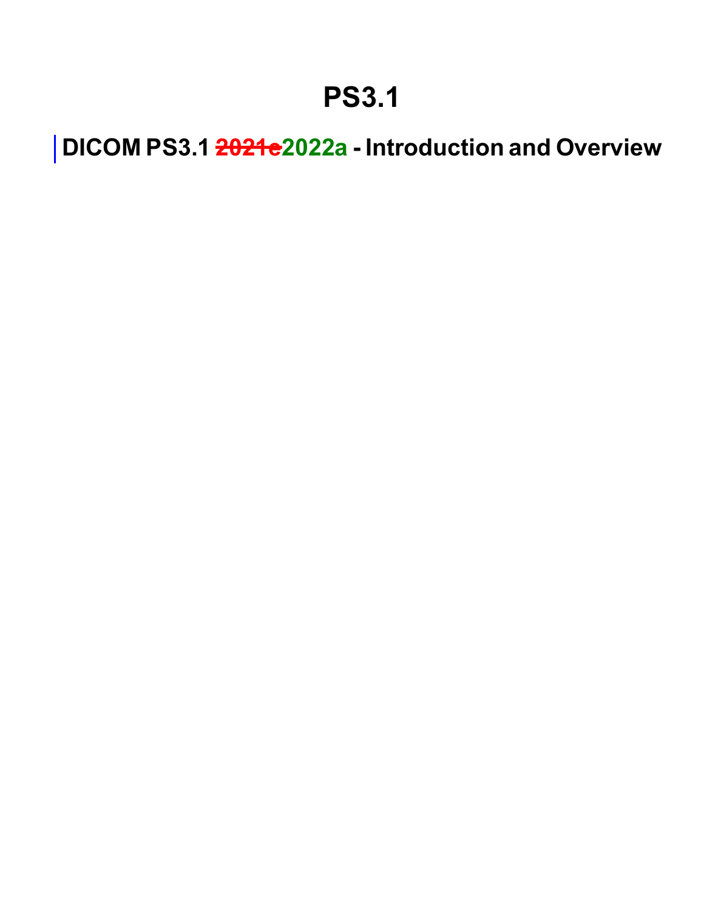# PS3.1

## DICOM PS3.1 ~~2021e~~2022a - Introduction and Overview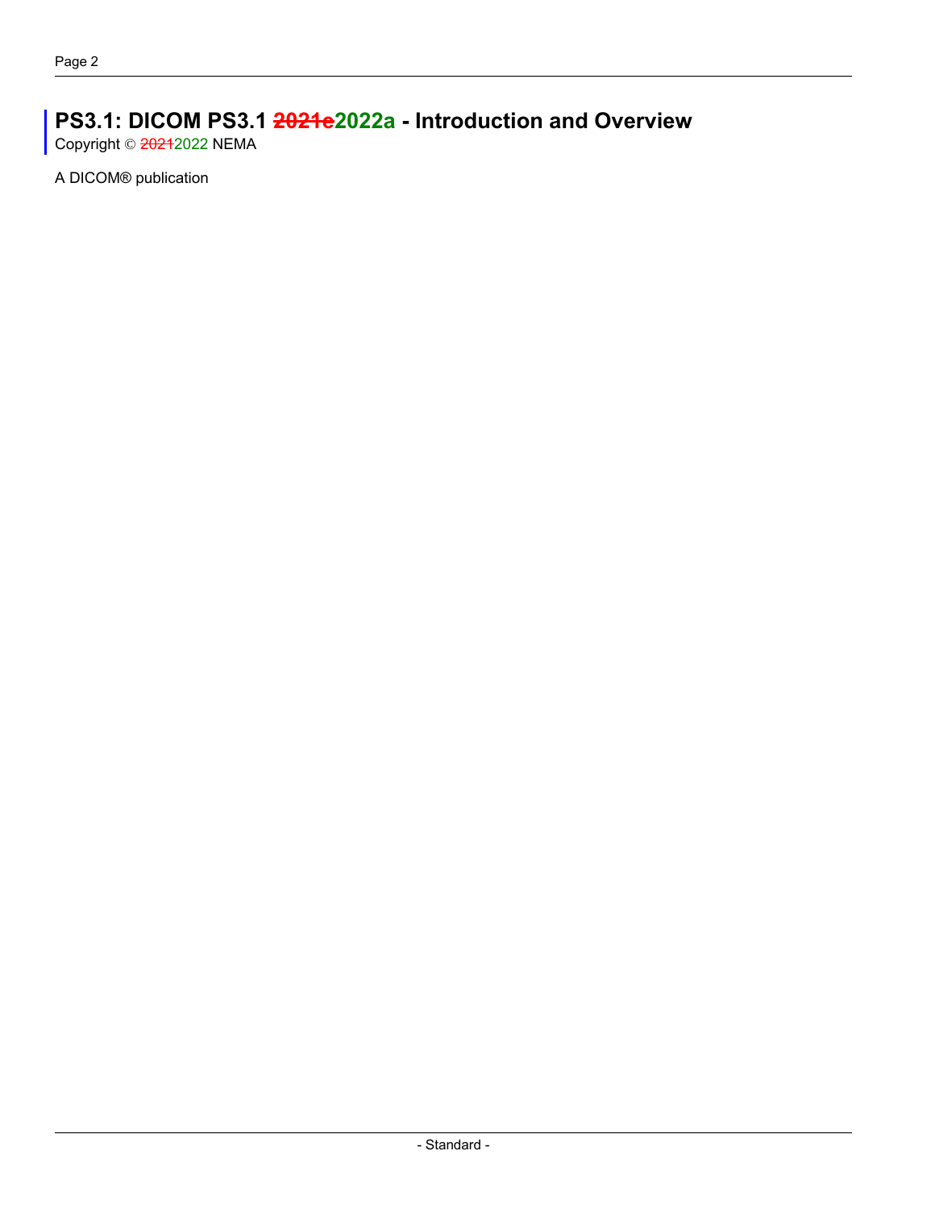# PS3.1: DICOM PS3.1 ~~2021e~~2022a - Introduction and Overview

Copyright © ~~2021~~2022 NEMA

A DICOM® publication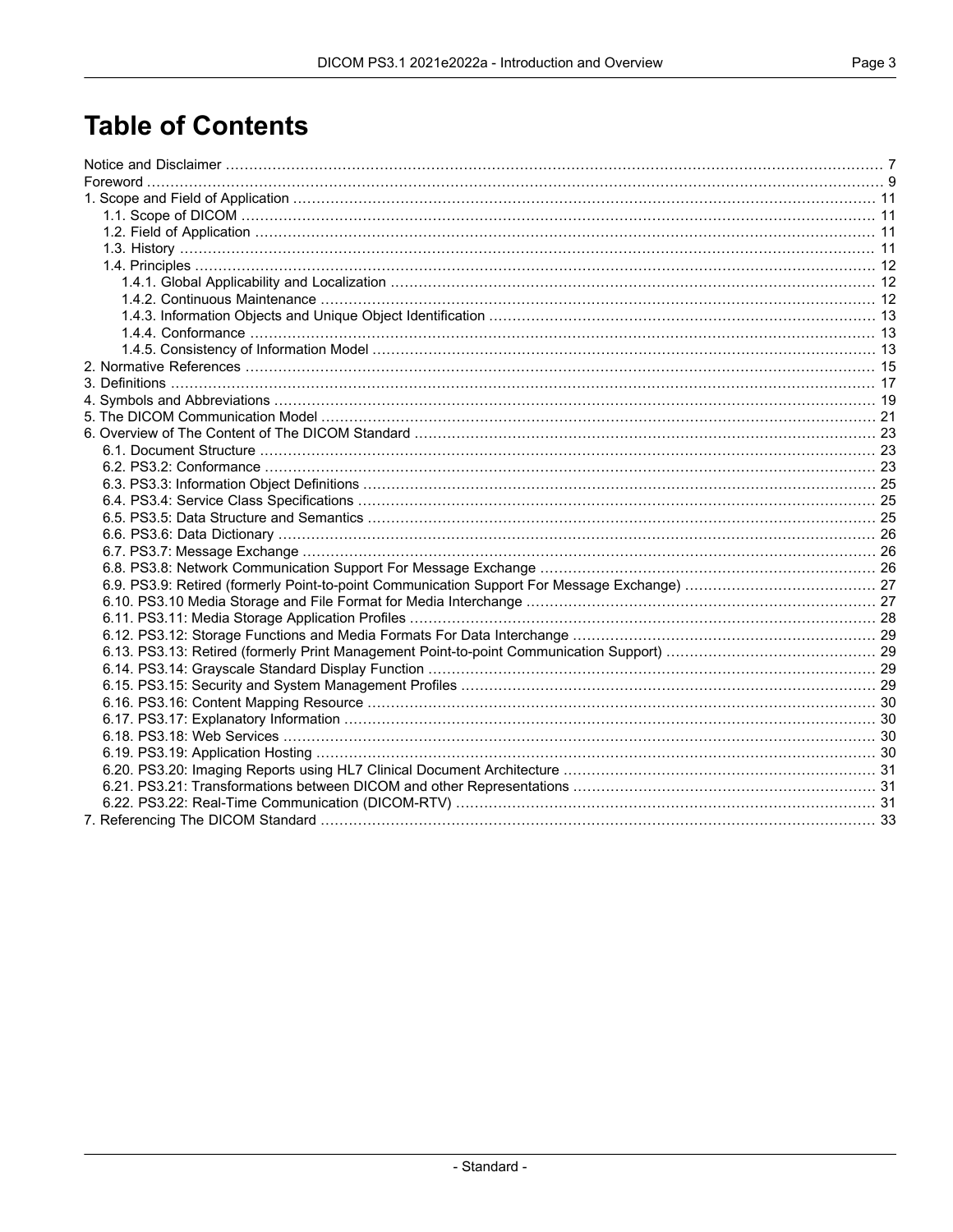# Table of Contents

- Notice and Disclaimer ... 7
- Foreword ... 9
- 1. Scope and Field of Application ... 11
  - 1.1. Scope of DICOM ... 11
  - 1.2. Field of Application ... 11
  - 1.3. History ... 11
  - 1.4. Principles ... 12
    - 1.4.1. Global Applicability and Localization ... 12
    - 1.4.2. Continuous Maintenance ... 12
    - 1.4.3. Information Objects and Unique Object Identification ... 13
    - 1.4.4. Conformance ... 13
    - 1.4.5. Consistency of Information Model ... 13
- 2. Normative References ... 15
- 3. Definitions ... 17
- 4. Symbols and Abbreviations ... 19
- 5. The DICOM Communication Model ... 21
- 6. Overview of The Content of The DICOM Standard ... 23
  - 6.1. Document Structure ... 23
  - 6.2. PS3.2: Conformance ... 23
  - 6.3. PS3.3: Information Object Definitions ... 25
  - 6.4. PS3.4: Service Class Specifications ... 25
  - 6.5. PS3.5: Data Structure and Semantics ... 25
  - 6.6. PS3.6: Data Dictionary ... 26
  - 6.7. PS3.7: Message Exchange ... 26
  - 6.8. PS3.8: Network Communication Support For Message Exchange ... 26
  - 6.9. PS3.9: Retired (formerly Point-to-point Communication Support For Message Exchange) ... 27
  - 6.10. PS3.10 Media Storage and File Format for Media Interchange ... 27
  - 6.11. PS3.11: Media Storage Application Profiles ... 28
  - 6.12. PS3.12: Storage Functions and Media Formats For Data Interchange ... 29
  - 6.13. PS3.13: Retired (formerly Print Management Point-to-point Communication Support) ... 29
  - 6.14. PS3.14: Grayscale Standard Display Function ... 29
  - 6.15. PS3.15: Security and System Management Profiles ... 29
  - 6.16. PS3.16: Content Mapping Resource ... 30
  - 6.17. PS3.17: Explanatory Information ... 30
  - 6.18. PS3.18: Web Services ... 30
  - 6.19. PS3.19: Application Hosting ... 30
  - 6.20. PS3.20: Imaging Reports using HL7 Clinical Document Architecture ... 31
  - 6.21. PS3.21: Transformations between DICOM and other Representations ... 31
  - 6.22. PS3.22: Real-Time Communication (DICOM-RTV) ... 31
- 7. Referencing The DICOM Standard ... 33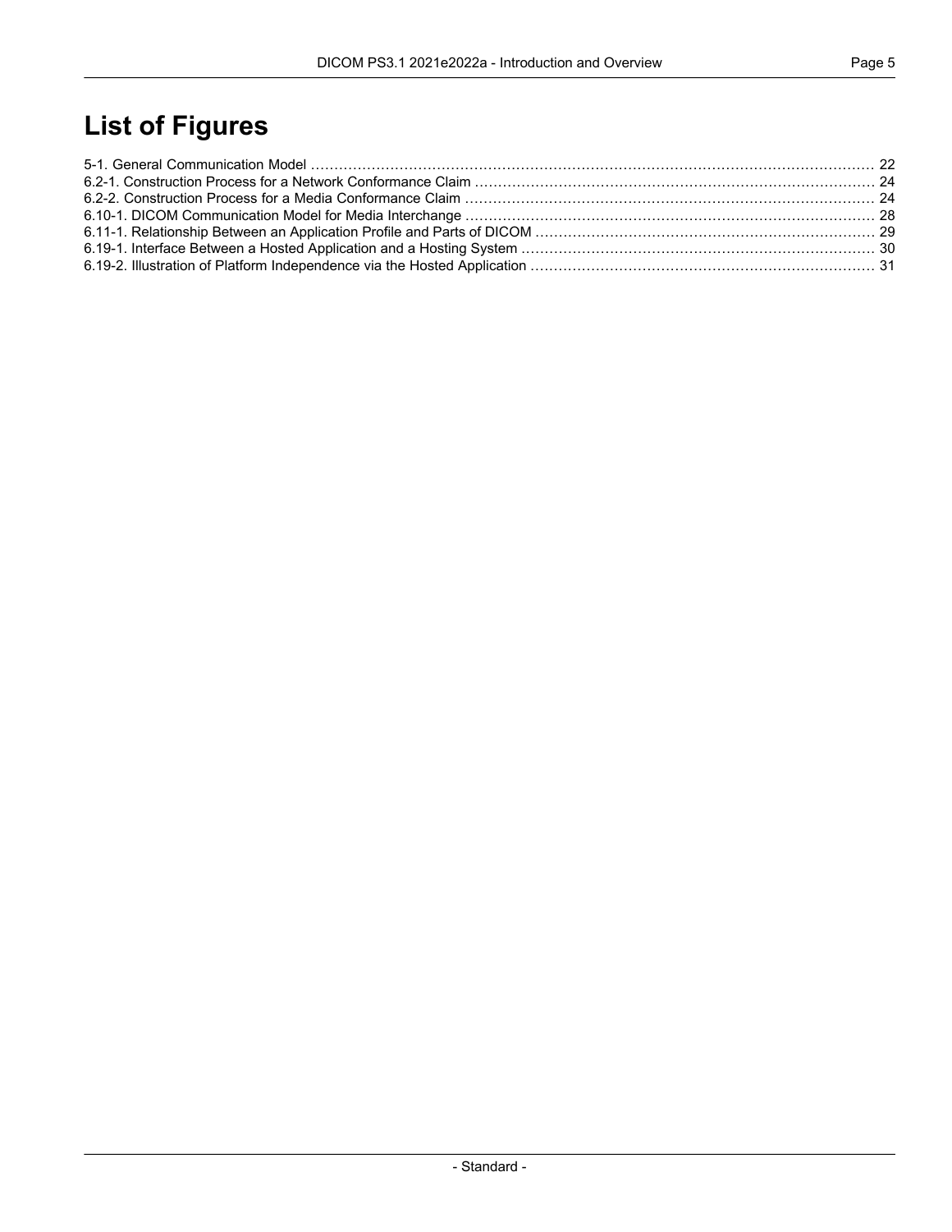# List of Figures

5-1. General Communication Model ........ 22
6.2-1. Construction Process for a Network Conformance Claim ........ 24
6.2-2. Construction Process for a Media Conformance Claim ........ 24
6.10-1. DICOM Communication Model for Media Interchange ........ 28
6.11-1. Relationship Between an Application Profile and Parts of DICOM ........ 29
6.19-1. Interface Between a Hosted Application and a Hosting System ........ 30
6.19-2. Illustration of Platform Independence via the Hosted Application ........ 31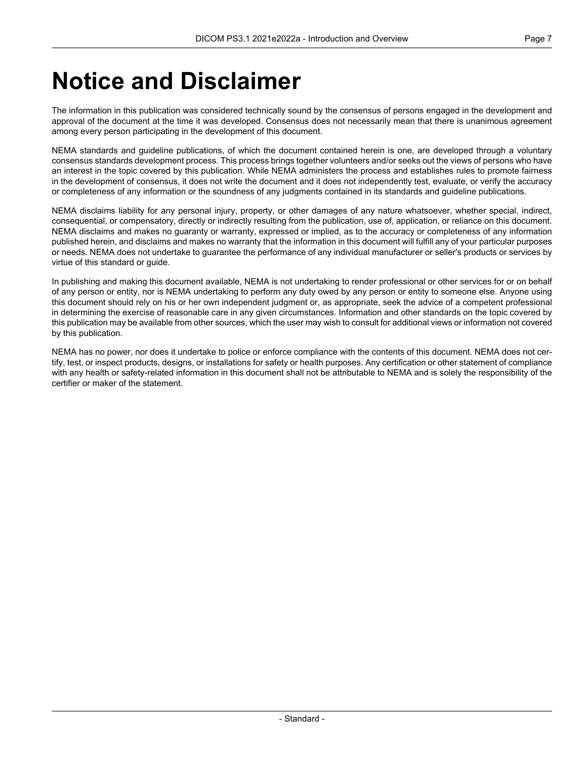# Notice and Disclaimer

The information in this publication was considered technically sound by the consensus of persons engaged in the development and approval of the document at the time it was developed. Consensus does not necessarily mean that there is unanimous agreement among every person participating in the development of this document.

NEMA standards and guideline publications, of which the document contained herein is one, are developed through a voluntary consensus standards development process. This process brings together volunteers and/or seeks out the views of persons who have an interest in the topic covered by this publication. While NEMA administers the process and establishes rules to promote fairness in the development of consensus, it does not write the document and it does not independently test, evaluate, or verify the accuracy or completeness of any information or the soundness of any judgments contained in its standards and guideline publications.

NEMA disclaims liability for any personal injury, property, or other damages of any nature whatsoever, whether special, indirect, consequential, or compensatory, directly or indirectly resulting from the publication, use of, application, or reliance on this document. NEMA disclaims and makes no guaranty or warranty, expressed or implied, as to the accuracy or completeness of any information published herein, and disclaims and makes no warranty that the information in this document will fulfill any of your particular purposes or needs. NEMA does not undertake to guarantee the performance of any individual manufacturer or seller's products or services by virtue of this standard or guide.

In publishing and making this document available, NEMA is not undertaking to render professional or other services for or on behalf of any person or entity, nor is NEMA undertaking to perform any duty owed by any person or entity to someone else. Anyone using this document should rely on his or her own independent judgment or, as appropriate, seek the advice of a competent professional in determining the exercise of reasonable care in any given circumstances. Information and other standards on the topic covered by this publication may be available from other sources, which the user may wish to consult for additional views or information not covered by this publication.

NEMA has no power, nor does it undertake to police or enforce compliance with the contents of this document. NEMA does not certify, test, or inspect products, designs, or installations for safety or health purposes. Any certification or other statement of compliance with any health or safety-related information in this document shall not be attributable to NEMA and is solely the responsibility of the certifier or maker of the statement.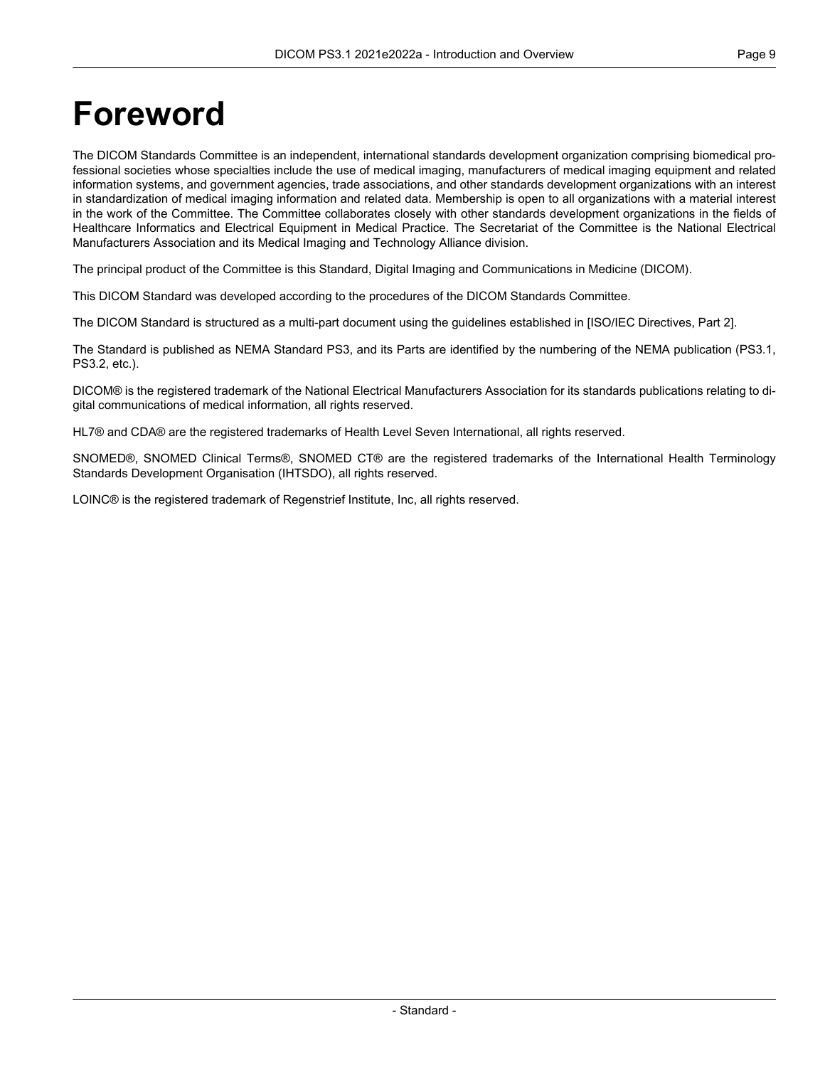# Foreword

The DICOM Standards Committee is an independent, international standards development organization comprising biomedical professional societies whose specialties include the use of medical imaging, manufacturers of medical imaging equipment and related information systems, and government agencies, trade associations, and other standards development organizations with an interest in standardization of medical imaging information and related data. Membership is open to all organizations with a material interest in the work of the Committee. The Committee collaborates closely with other standards development organizations in the fields of Healthcare Informatics and Electrical Equipment in Medical Practice. The Secretariat of the Committee is the National Electrical Manufacturers Association and its Medical Imaging and Technology Alliance division.

The principal product of the Committee is this Standard, Digital Imaging and Communications in Medicine (DICOM).

This DICOM Standard was developed according to the procedures of the DICOM Standards Committee.

The DICOM Standard is structured as a multi-part document using the guidelines established in [ISO/IEC Directives, Part 2].

The Standard is published as NEMA Standard PS3, and its Parts are identified by the numbering of the NEMA publication (PS3.1, PS3.2, etc.).

DICOM® is the registered trademark of the National Electrical Manufacturers Association for its standards publications relating to digital communications of medical information, all rights reserved.

HL7® and CDA® are the registered trademarks of Health Level Seven International, all rights reserved.

SNOMED®, SNOMED Clinical Terms®, SNOMED CT® are the registered trademarks of the International Health Terminology Standards Development Organisation (IHTSDO), all rights reserved.

LOINC® is the registered trademark of Regenstrief Institute, Inc, all rights reserved.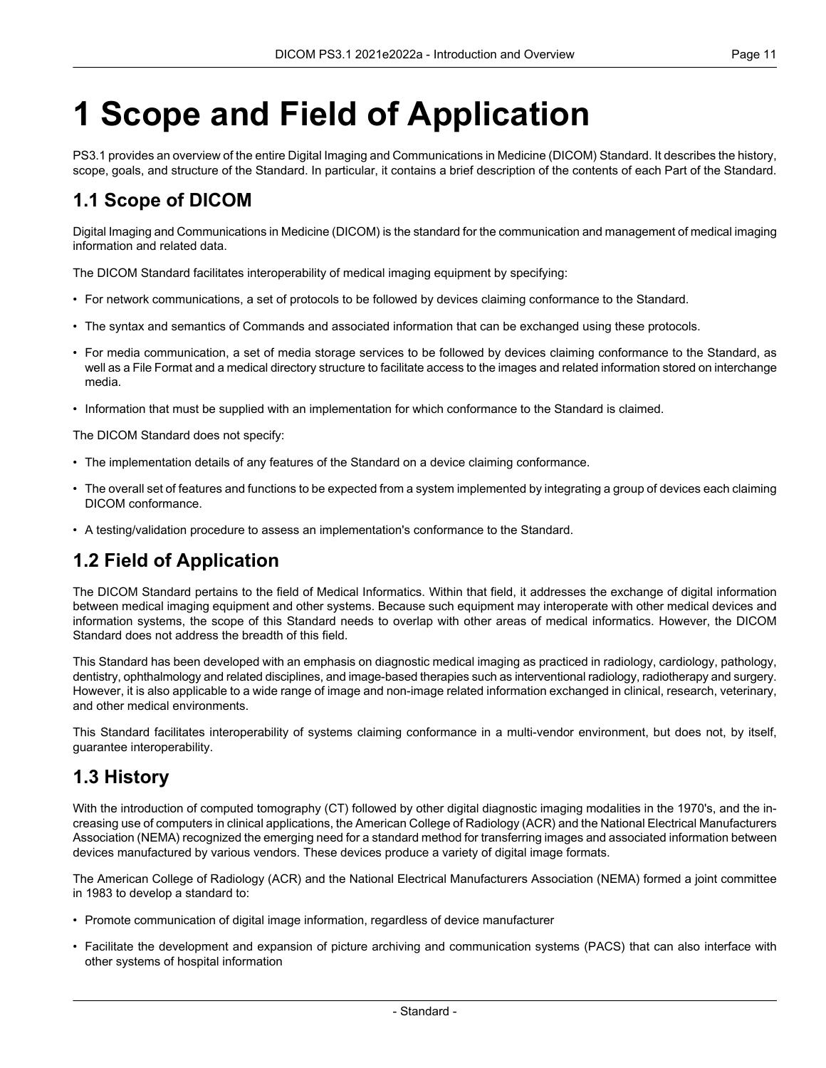# 1 Scope and Field of Application

PS3.1 provides an overview of the entire Digital Imaging and Communications in Medicine (DICOM) Standard. It describes the history, scope, goals, and structure of the Standard. In particular, it contains a brief description of the contents of each Part of the Standard.

## 1.1 Scope of DICOM

Digital Imaging and Communications in Medicine (DICOM) is the standard for the communication and management of medical imaging information and related data.

The DICOM Standard facilitates interoperability of medical imaging equipment by specifying:

- For network communications, a set of protocols to be followed by devices claiming conformance to the Standard.
- The syntax and semantics of Commands and associated information that can be exchanged using these protocols.
- For media communication, a set of media storage services to be followed by devices claiming conformance to the Standard, as well as a File Format and a medical directory structure to facilitate access to the images and related information stored on interchange media.
- Information that must be supplied with an implementation for which conformance to the Standard is claimed.

The DICOM Standard does not specify:

- The implementation details of any features of the Standard on a device claiming conformance.
- The overall set of features and functions to be expected from a system implemented by integrating a group of devices each claiming DICOM conformance.
- A testing/validation procedure to assess an implementation's conformance to the Standard.

## 1.2 Field of Application

The DICOM Standard pertains to the field of Medical Informatics. Within that field, it addresses the exchange of digital information between medical imaging equipment and other systems. Because such equipment may interoperate with other medical devices and information systems, the scope of this Standard needs to overlap with other areas of medical informatics. However, the DICOM Standard does not address the breadth of this field.

This Standard has been developed with an emphasis on diagnostic medical imaging as practiced in radiology, cardiology, pathology, dentistry, ophthalmology and related disciplines, and image-based therapies such as interventional radiology, radiotherapy and surgery. However, it is also applicable to a wide range of image and non-image related information exchanged in clinical, research, veterinary, and other medical environments.

This Standard facilitates interoperability of systems claiming conformance in a multi-vendor environment, but does not, by itself, guarantee interoperability.

## 1.3 History

With the introduction of computed tomography (CT) followed by other digital diagnostic imaging modalities in the 1970's, and the increasing use of computers in clinical applications, the American College of Radiology (ACR) and the National Electrical Manufacturers Association (NEMA) recognized the emerging need for a standard method for transferring images and associated information between devices manufactured by various vendors. These devices produce a variety of digital image formats.

The American College of Radiology (ACR) and the National Electrical Manufacturers Association (NEMA) formed a joint committee in 1983 to develop a standard to:

- Promote communication of digital image information, regardless of device manufacturer
- Facilitate the development and expansion of picture archiving and communication systems (PACS) that can also interface with other systems of hospital information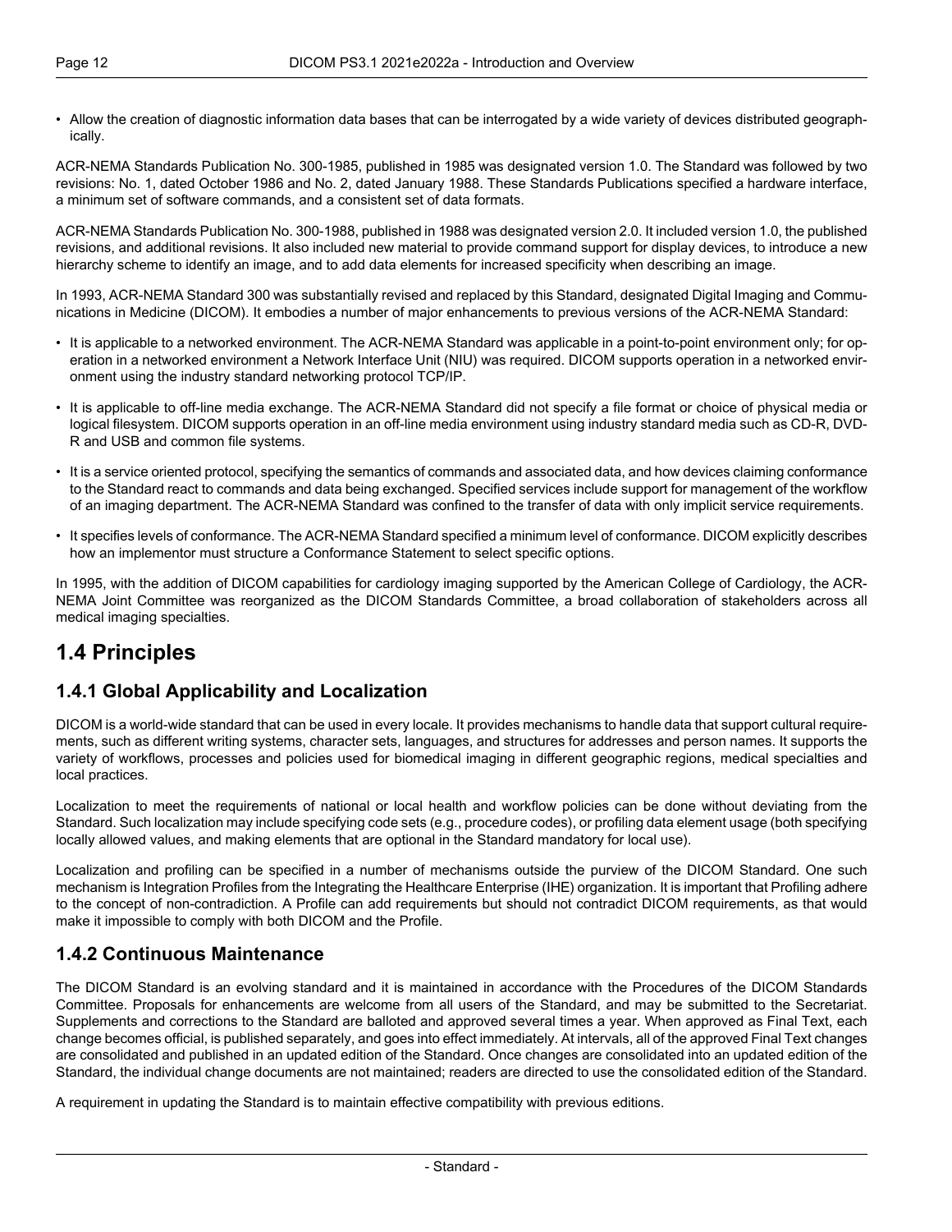- Allow the creation of diagnostic information data bases that can be interrogated by a wide variety of devices distributed geographically.

ACR-NEMA Standards Publication No. 300-1985, published in 1985 was designated version 1.0. The Standard was followed by two revisions: No. 1, dated October 1986 and No. 2, dated January 1988. These Standards Publications specified a hardware interface, a minimum set of software commands, and a consistent set of data formats.

ACR-NEMA Standards Publication No. 300-1988, published in 1988 was designated version 2.0. It included version 1.0, the published revisions, and additional revisions. It also included new material to provide command support for display devices, to introduce a new hierarchy scheme to identify an image, and to add data elements for increased specificity when describing an image.

In 1993, ACR-NEMA Standard 300 was substantially revised and replaced by this Standard, designated Digital Imaging and Communications in Medicine (DICOM). It embodies a number of major enhancements to previous versions of the ACR-NEMA Standard:

- It is applicable to a networked environment. The ACR-NEMA Standard was applicable in a point-to-point environment only; for operation in a networked environment a Network Interface Unit (NIU) was required. DICOM supports operation in a networked environment using the industry standard networking protocol TCP/IP.
- It is applicable to off-line media exchange. The ACR-NEMA Standard did not specify a file format or choice of physical media or logical filesystem. DICOM supports operation in an off-line media environment using industry standard media such as CD-R, DVD-R and USB and common file systems.
- It is a service oriented protocol, specifying the semantics of commands and associated data, and how devices claiming conformance to the Standard react to commands and data being exchanged. Specified services include support for management of the workflow of an imaging department. The ACR-NEMA Standard was confined to the transfer of data with only implicit service requirements.
- It specifies levels of conformance. The ACR-NEMA Standard specified a minimum level of conformance. DICOM explicitly describes how an implementor must structure a Conformance Statement to select specific options.

In 1995, with the addition of DICOM capabilities for cardiology imaging supported by the American College of Cardiology, the ACR-NEMA Joint Committee was reorganized as the DICOM Standards Committee, a broad collaboration of stakeholders across all medical imaging specialties.

# 1.4 Principles

## 1.4.1 Global Applicability and Localization

DICOM is a world-wide standard that can be used in every locale. It provides mechanisms to handle data that support cultural requirements, such as different writing systems, character sets, languages, and structures for addresses and person names. It supports the variety of workflows, processes and policies used for biomedical imaging in different geographic regions, medical specialties and local practices.

Localization to meet the requirements of national or local health and workflow policies can be done without deviating from the Standard. Such localization may include specifying code sets (e.g., procedure codes), or profiling data element usage (both specifying locally allowed values, and making elements that are optional in the Standard mandatory for local use).

Localization and profiling can be specified in a number of mechanisms outside the purview of the DICOM Standard. One such mechanism is Integration Profiles from the Integrating the Healthcare Enterprise (IHE) organization. It is important that Profiling adhere to the concept of non-contradiction. A Profile can add requirements but should not contradict DICOM requirements, as that would make it impossible to comply with both DICOM and the Profile.

## 1.4.2 Continuous Maintenance

The DICOM Standard is an evolving standard and it is maintained in accordance with the Procedures of the DICOM Standards Committee. Proposals for enhancements are welcome from all users of the Standard, and may be submitted to the Secretariat. Supplements and corrections to the Standard are balloted and approved several times a year. When approved as Final Text, each change becomes official, is published separately, and goes into effect immediately. At intervals, all of the approved Final Text changes are consolidated and published in an updated edition of the Standard. Once changes are consolidated into an updated edition of the Standard, the individual change documents are not maintained; readers are directed to use the consolidated edition of the Standard.

A requirement in updating the Standard is to maintain effective compatibility with previous editions.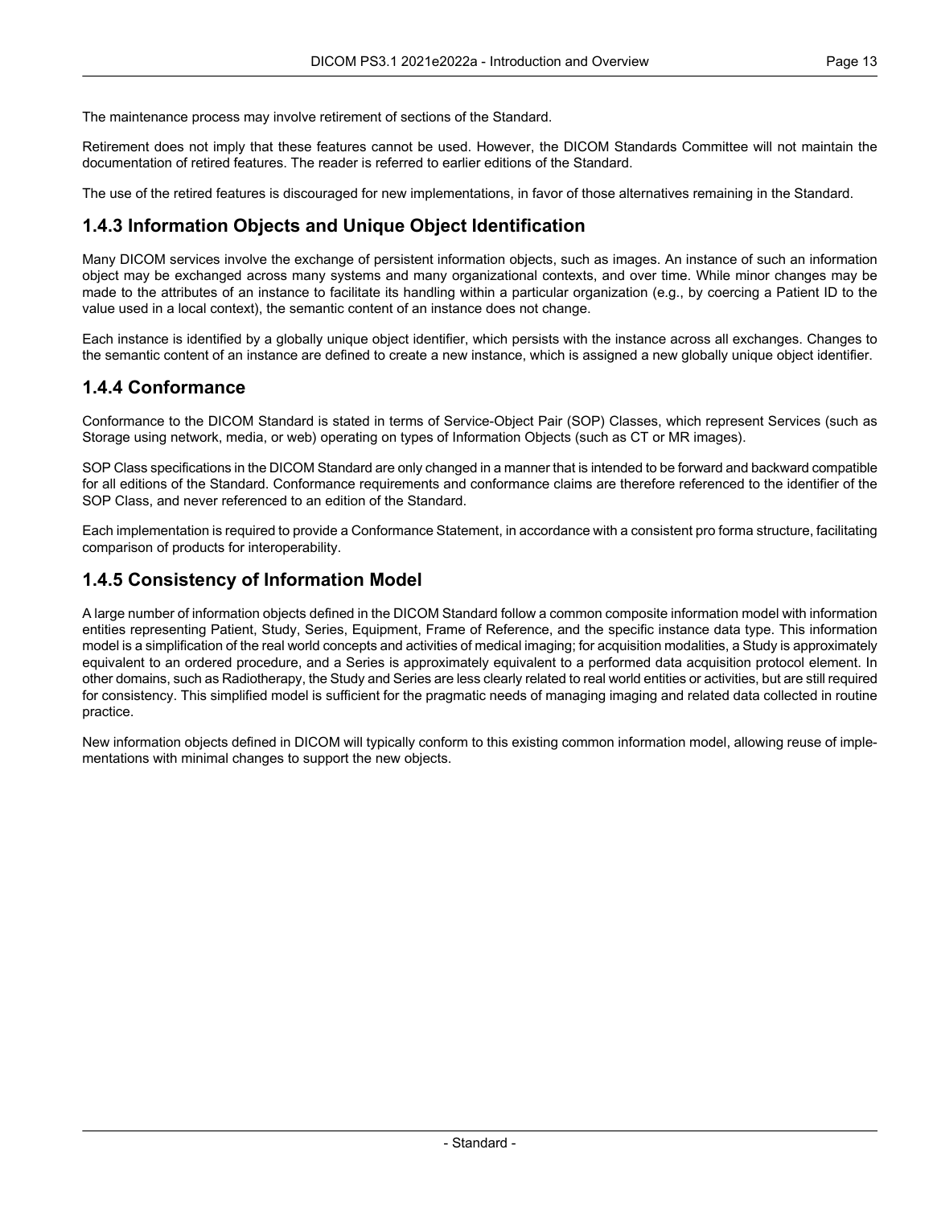The maintenance process may involve retirement of sections of the Standard.

Retirement does not imply that these features cannot be used. However, the DICOM Standards Committee will not maintain the documentation of retired features. The reader is referred to earlier editions of the Standard.

The use of the retired features is discouraged for new implementations, in favor of those alternatives remaining in the Standard.

### 1.4.3 Information Objects and Unique Object Identification

Many DICOM services involve the exchange of persistent information objects, such as images. An instance of such an information object may be exchanged across many systems and many organizational contexts, and over time. While minor changes may be made to the attributes of an instance to facilitate its handling within a particular organization (e.g., by coercing a Patient ID to the value used in a local context), the semantic content of an instance does not change.

Each instance is identified by a globally unique object identifier, which persists with the instance across all exchanges. Changes to the semantic content of an instance are defined to create a new instance, which is assigned a new globally unique object identifier.

### 1.4.4 Conformance

Conformance to the DICOM Standard is stated in terms of Service-Object Pair (SOP) Classes, which represent Services (such as Storage using network, media, or web) operating on types of Information Objects (such as CT or MR images).

SOP Class specifications in the DICOM Standard are only changed in a manner that is intended to be forward and backward compatible for all editions of the Standard. Conformance requirements and conformance claims are therefore referenced to the identifier of the SOP Class, and never referenced to an edition of the Standard.

Each implementation is required to provide a Conformance Statement, in accordance with a consistent pro forma structure, facilitating comparison of products for interoperability.

### 1.4.5 Consistency of Information Model

A large number of information objects defined in the DICOM Standard follow a common composite information model with information entities representing Patient, Study, Series, Equipment, Frame of Reference, and the specific instance data type. This information model is a simplification of the real world concepts and activities of medical imaging; for acquisition modalities, a Study is approximately equivalent to an ordered procedure, and a Series is approximately equivalent to a performed data acquisition protocol element. In other domains, such as Radiotherapy, the Study and Series are less clearly related to real world entities or activities, but are still required for consistency. This simplified model is sufficient for the pragmatic needs of managing imaging and related data collected in routine practice.

New information objects defined in DICOM will typically conform to this existing common information model, allowing reuse of implementations with minimal changes to support the new objects.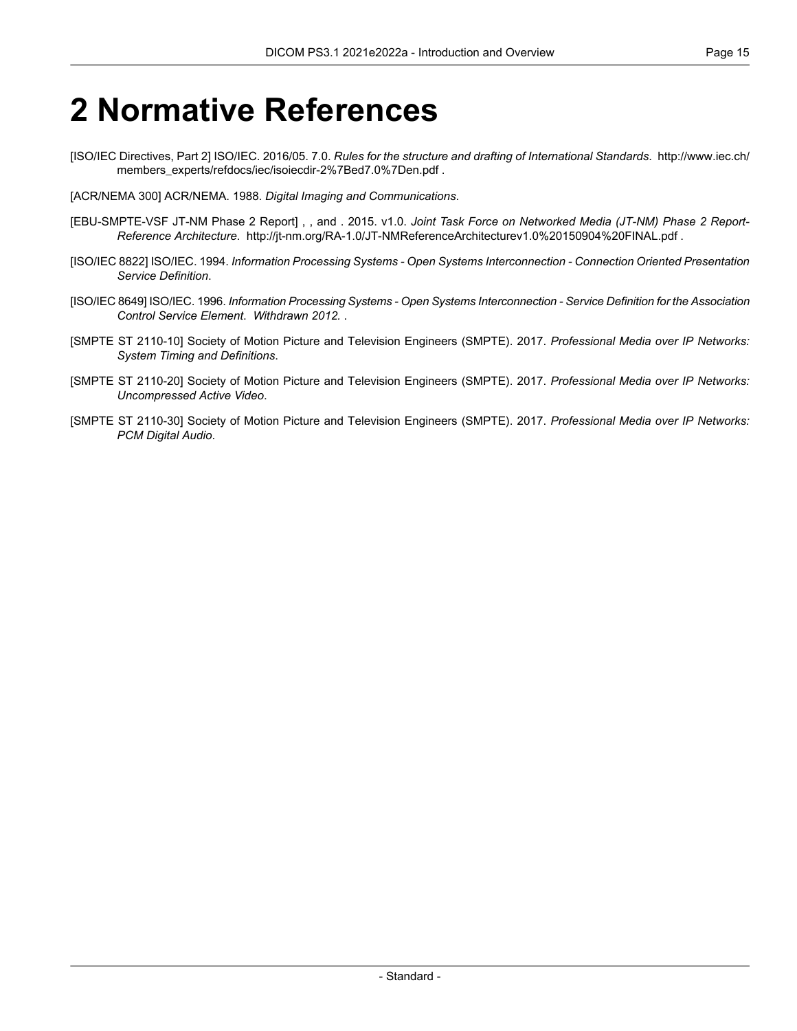# 2 Normative References

[ISO/IEC Directives, Part 2] ISO/IEC. 2016/05. 7.0. *Rules for the structure and drafting of International Standards*. http://www.iec.ch/members_experts/refdocs/iec/isoiecdir-2%7Bed7.0%7Den.pdf .

[ACR/NEMA 300] ACR/NEMA. 1988. *Digital Imaging and Communications*.

[EBU-SMPTE-VSF JT-NM Phase 2 Report] , , and . 2015. v1.0. *Joint Task Force on Networked Media (JT-NM) Phase 2 Report-Reference Architecture*. http://jt-nm.org/RA-1.0/JT-NMReferenceArchitecturev1.0%20150904%20FINAL.pdf .

[ISO/IEC 8822] ISO/IEC. 1994. *Information Processing Systems - Open Systems Interconnection - Connection Oriented Presentation Service Definition*.

[ISO/IEC 8649] ISO/IEC. 1996. *Information Processing Systems - Open Systems Interconnection - Service Definition for the Association Control Service Element*. *Withdrawn 2012.* .

[SMPTE ST 2110-10] Society of Motion Picture and Television Engineers (SMPTE). 2017. *Professional Media over IP Networks: System Timing and Definitions*.

[SMPTE ST 2110-20] Society of Motion Picture and Television Engineers (SMPTE). 2017. *Professional Media over IP Networks: Uncompressed Active Video*.

[SMPTE ST 2110-30] Society of Motion Picture and Television Engineers (SMPTE). 2017. *Professional Media over IP Networks: PCM Digital Audio*.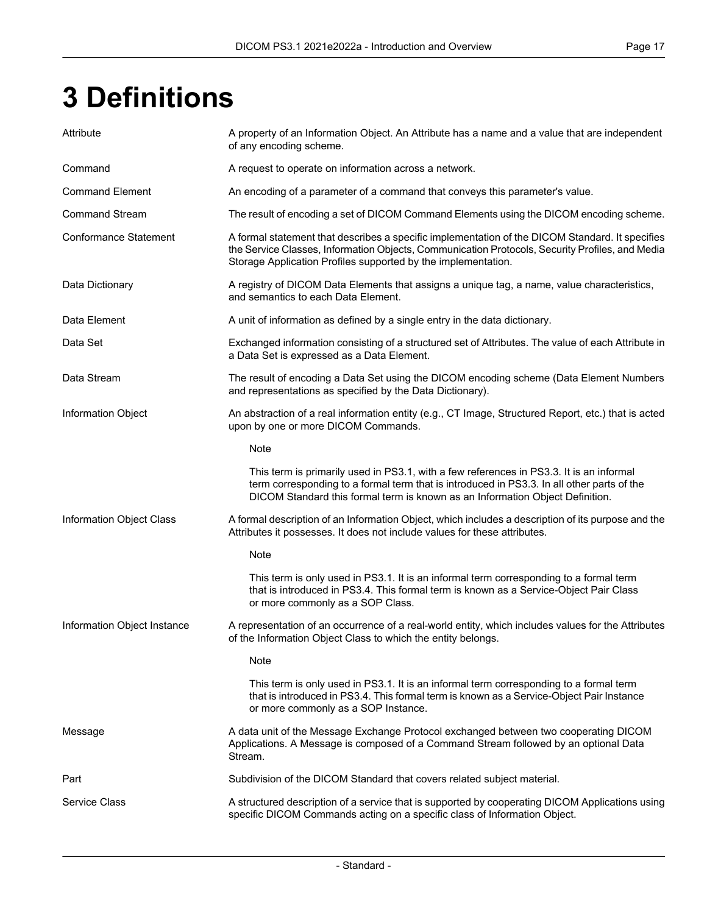# 3 Definitions

| | |
|---|---|
| Attribute | A property of an Information Object. An Attribute has a name and a value that are independent of any encoding scheme. |
| Command | A request to operate on information across a network. |
| Command Element | An encoding of a parameter of a command that conveys this parameter's value. |
| Command Stream | The result of encoding a set of DICOM Command Elements using the DICOM encoding scheme. |
| Conformance Statement | A formal statement that describes a specific implementation of the DICOM Standard. It specifies the Service Classes, Information Objects, Communication Protocols, Security Profiles, and Media Storage Application Profiles supported by the implementation. |
| Data Dictionary | A registry of DICOM Data Elements that assigns a unique tag, a name, value characteristics, and semantics to each Data Element. |
| Data Element | A unit of information as defined by a single entry in the data dictionary. |
| Data Set | Exchanged information consisting of a structured set of Attributes. The value of each Attribute in a Data Set is expressed as a Data Element. |
| Data Stream | The result of encoding a Data Set using the DICOM encoding scheme (Data Element Numbers and representations as specified by the Data Dictionary). |
| Information Object | An abstraction of a real information entity (e.g., CT Image, Structured Report, etc.) that is acted upon by one or more DICOM Commands.<br><br>Note<br><br>This term is primarily used in PS3.1, with a few references in PS3.3. It is an informal term corresponding to a formal term that is introduced in PS3.3. In all other parts of the DICOM Standard this formal term is known as an Information Object Definition. |
| Information Object Class | A formal description of an Information Object, which includes a description of its purpose and the Attributes it possesses. It does not include values for these attributes.<br><br>Note<br><br>This term is only used in PS3.1. It is an informal term corresponding to a formal term that is introduced in PS3.4. This formal term is known as a Service-Object Pair Class or more commonly as a SOP Class. |
| Information Object Instance | A representation of an occurrence of a real-world entity, which includes values for the Attributes of the Information Object Class to which the entity belongs.<br><br>Note<br><br>This term is only used in PS3.1. It is an informal term corresponding to a formal term that is introduced in PS3.4. This formal term is known as a Service-Object Pair Instance or more commonly as a SOP Instance. |
| Message | A data unit of the Message Exchange Protocol exchanged between two cooperating DICOM Applications. A Message is composed of a Command Stream followed by an optional Data Stream. |
| Part | Subdivision of the DICOM Standard that covers related subject material. |
| Service Class | A structured description of a service that is supported by cooperating DICOM Applications using specific DICOM Commands acting on a specific class of Information Object. |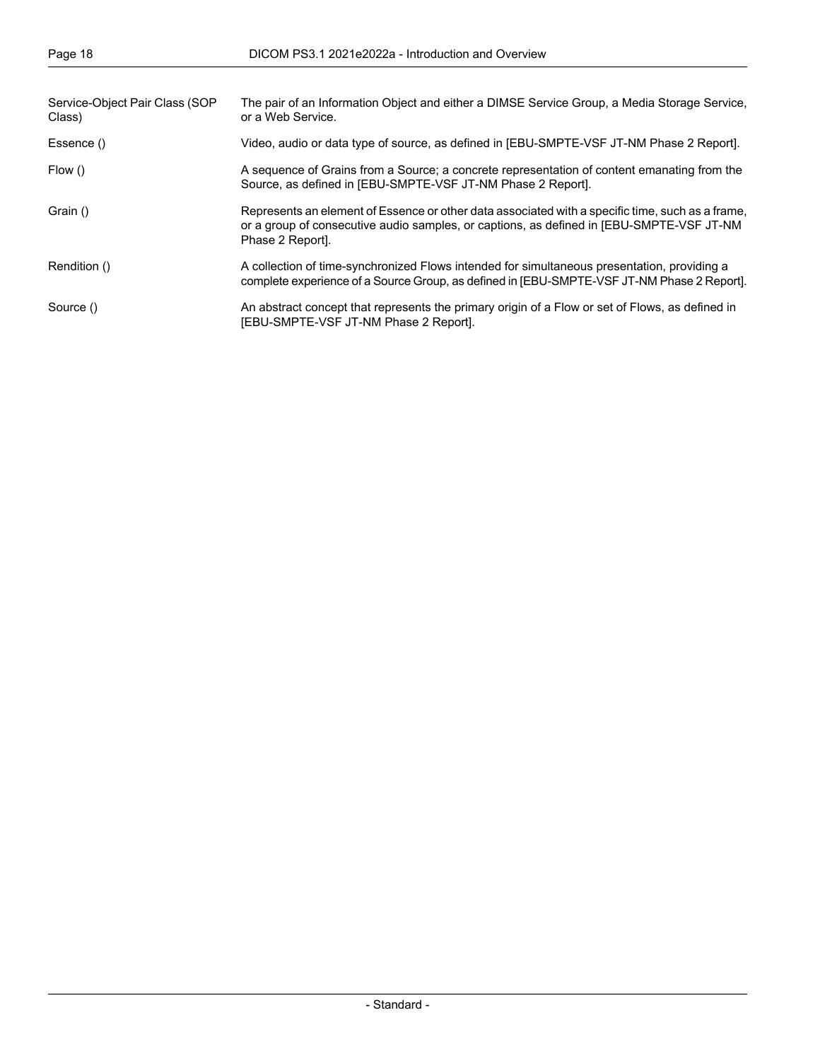Service-Object Pair Class (SOP Class)
: The pair of an Information Object and either a DIMSE Service Group, a Media Storage Service, or a Web Service.

Essence ()
: Video, audio or data type of source, as defined in [EBU-SMPTE-VSF JT-NM Phase 2 Report].

Flow ()
: A sequence of Grains from a Source; a concrete representation of content emanating from the Source, as defined in [EBU-SMPTE-VSF JT-NM Phase 2 Report].

Grain ()
: Represents an element of Essence or other data associated with a specific time, such as a frame, or a group of consecutive audio samples, or captions, as defined in [EBU-SMPTE-VSF JT-NM Phase 2 Report].

Rendition ()
: A collection of time-synchronized Flows intended for simultaneous presentation, providing a complete experience of a Source Group, as defined in [EBU-SMPTE-VSF JT-NM Phase 2 Report].

Source ()
: An abstract concept that represents the primary origin of a Flow or set of Flows, as defined in [EBU-SMPTE-VSF JT-NM Phase 2 Report].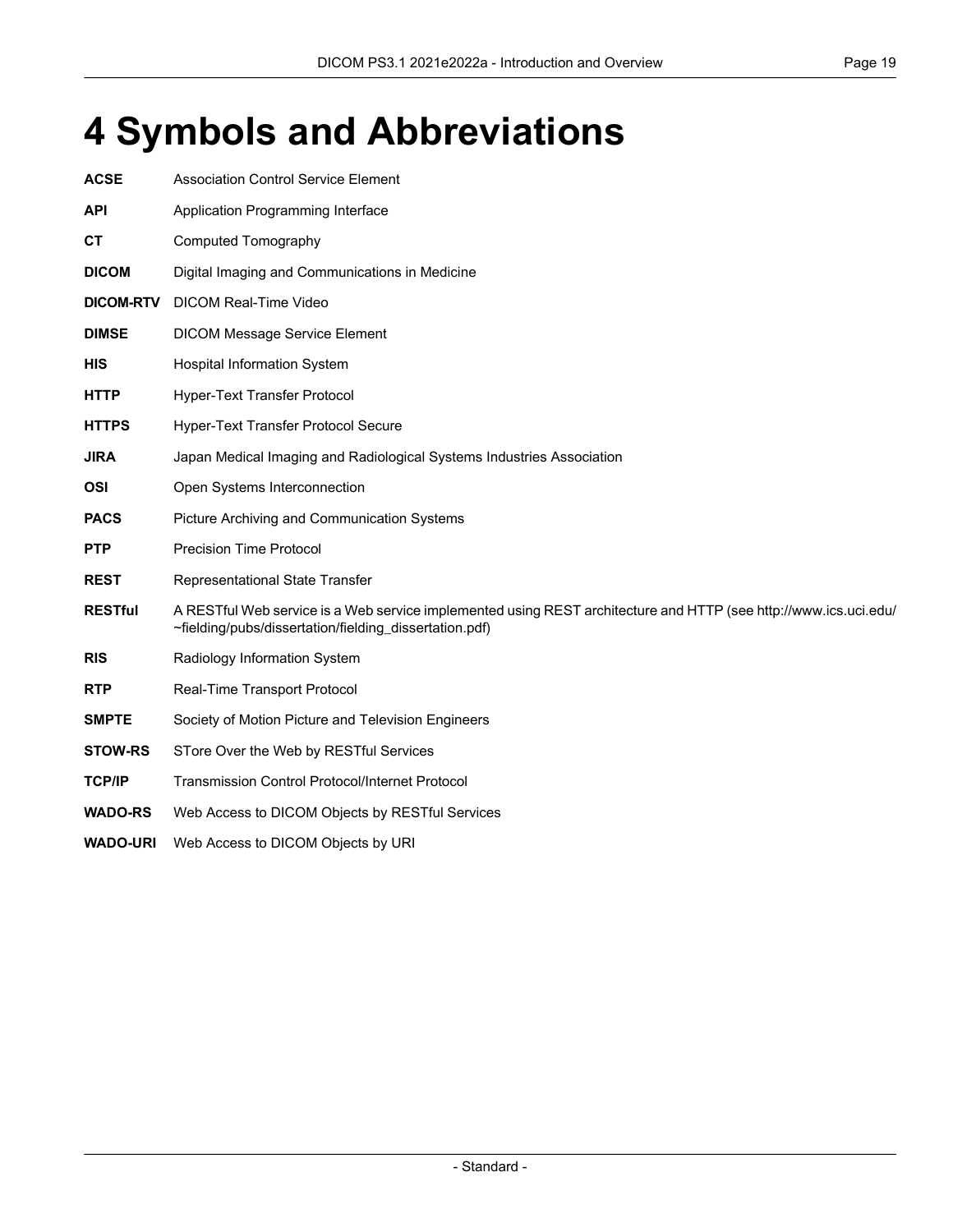# 4 Symbols and Abbreviations

**ACSE** Association Control Service Element

**API** Application Programming Interface

**CT** Computed Tomography

**DICOM** Digital Imaging and Communications in Medicine

**DICOM-RTV** DICOM Real-Time Video

**DIMSE** DICOM Message Service Element

**HIS** Hospital Information System

**HTTP** Hyper-Text Transfer Protocol

**HTTPS** Hyper-Text Transfer Protocol Secure

**JIRA** Japan Medical Imaging and Radiological Systems Industries Association

**OSI** Open Systems Interconnection

**PACS** Picture Archiving and Communication Systems

**PTP** Precision Time Protocol

**REST** Representational State Transfer

**RESTful** A RESTful Web service is a Web service implemented using REST architecture and HTTP (see http://www.ics.uci.edu/~fielding/pubs/dissertation/fielding_dissertation.pdf)

**RIS** Radiology Information System

**RTP** Real-Time Transport Protocol

**SMPTE** Society of Motion Picture and Television Engineers

**STOW-RS** STore Over the Web by RESTful Services

**TCP/IP** Transmission Control Protocol/Internet Protocol

**WADO-RS** Web Access to DICOM Objects by RESTful Services

**WADO-URI** Web Access to DICOM Objects by URI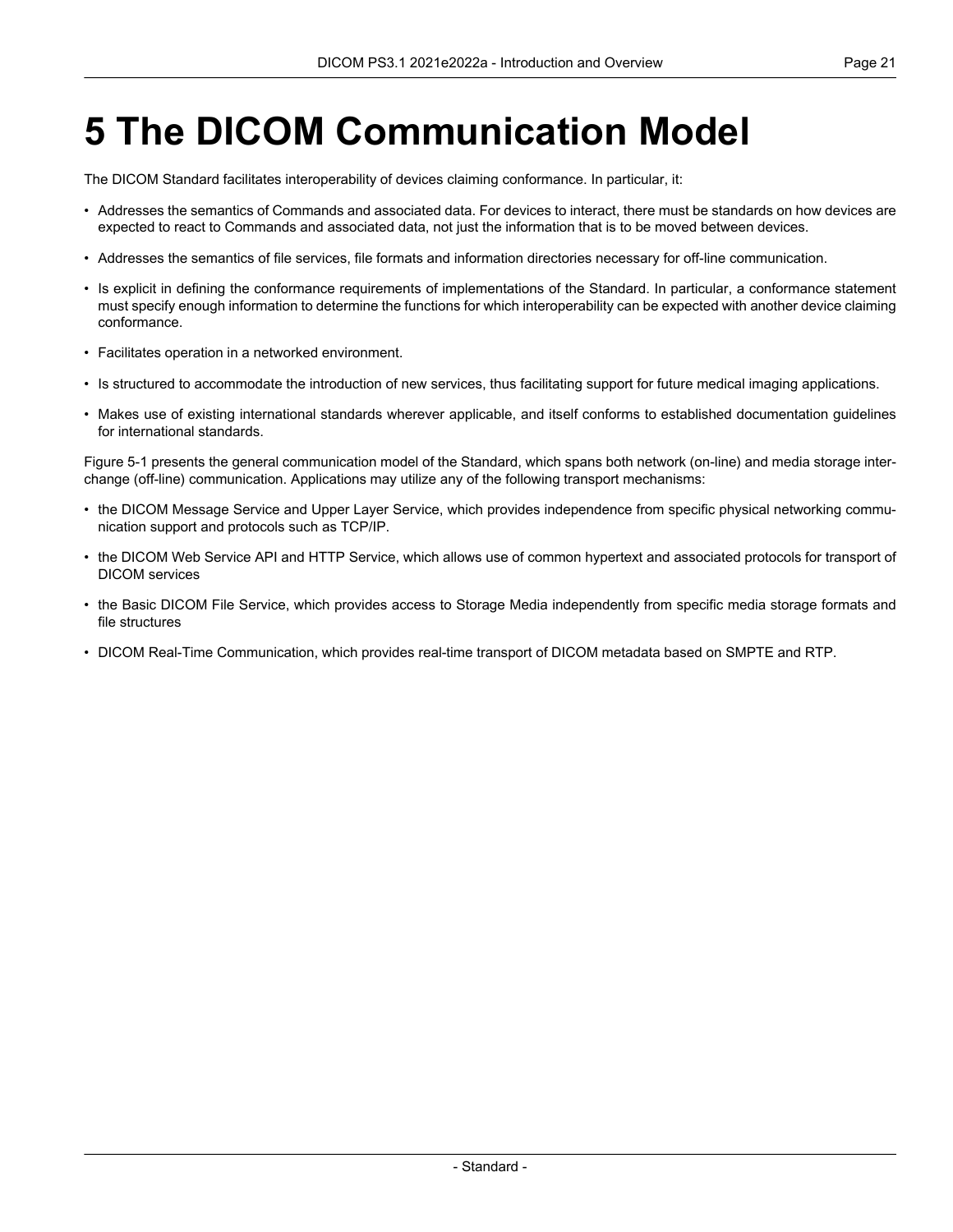# 5 The DICOM Communication Model

The DICOM Standard facilitates interoperability of devices claiming conformance. In particular, it:

- Addresses the semantics of Commands and associated data. For devices to interact, there must be standards on how devices are expected to react to Commands and associated data, not just the information that is to be moved between devices.
- Addresses the semantics of file services, file formats and information directories necessary for off-line communication.
- Is explicit in defining the conformance requirements of implementations of the Standard. In particular, a conformance statement must specify enough information to determine the functions for which interoperability can be expected with another device claiming conformance.
- Facilitates operation in a networked environment.
- Is structured to accommodate the introduction of new services, thus facilitating support for future medical imaging applications.
- Makes use of existing international standards wherever applicable, and itself conforms to established documentation guidelines for international standards.

Figure 5-1 presents the general communication model of the Standard, which spans both network (on-line) and media storage interchange (off-line) communication. Applications may utilize any of the following transport mechanisms:

- the DICOM Message Service and Upper Layer Service, which provides independence from specific physical networking communication support and protocols such as TCP/IP.
- the DICOM Web Service API and HTTP Service, which allows use of common hypertext and associated protocols for transport of DICOM services
- the Basic DICOM File Service, which provides access to Storage Media independently from specific media storage formats and file structures
- DICOM Real-Time Communication, which provides real-time transport of DICOM metadata based on SMPTE and RTP.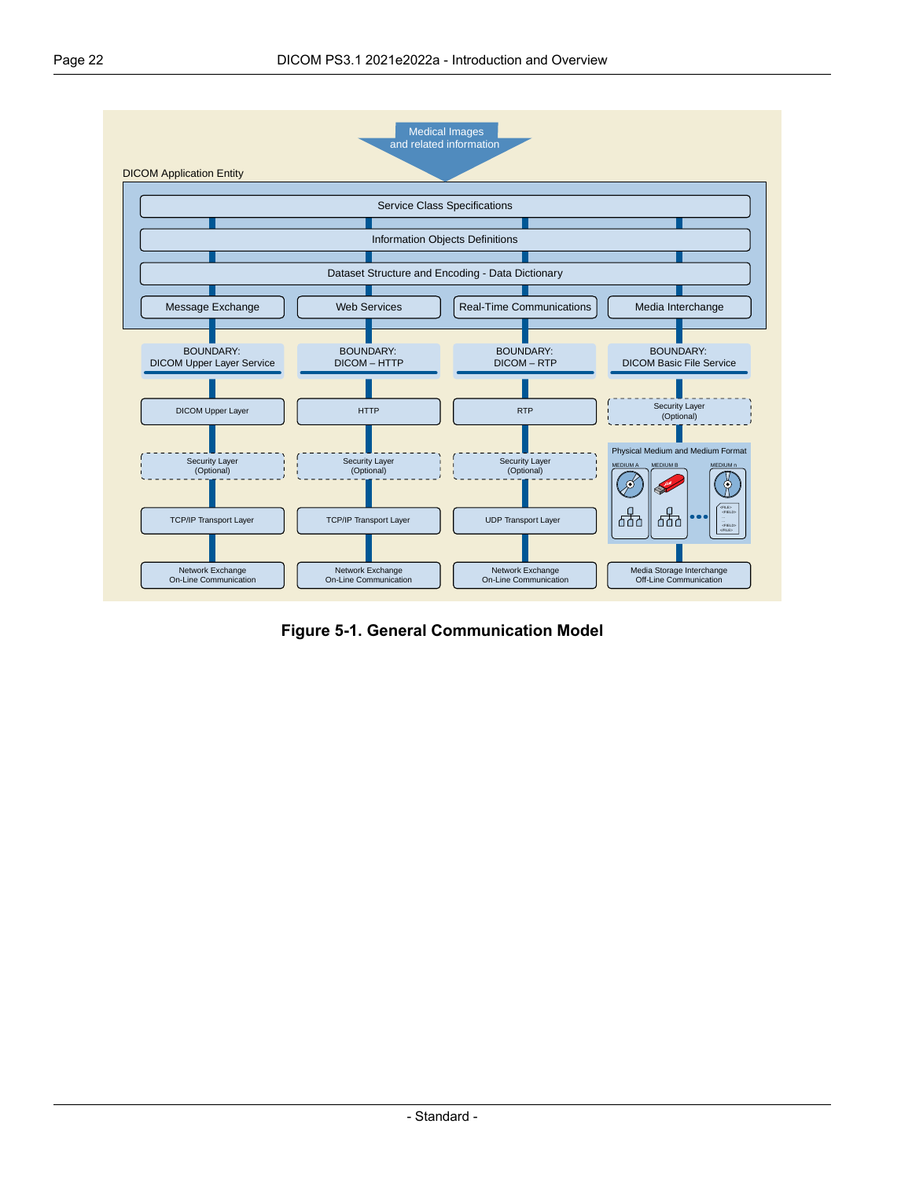Medical Images and related information

DICOM Application Entity

- Service Class Specifications
- Information Objects Definitions
- Dataset Structure and Encoding - Data Dictionary

| Message Exchange | Web Services | Real-Time Communications | Media Interchange |
|---|---|---|---|
| BOUNDARY: DICOM Upper Layer Service | BOUNDARY: DICOM – HTTP | BOUNDARY: DICOM – RTP | BOUNDARY: DICOM Basic File Service |
| DICOM Upper Layer | HTTP | RTP | Security Layer (Optional) |
| Security Layer (Optional) | Security Layer (Optional) | Security Layer (Optional) | Physical Medium and Medium Format (MEDIUM A, MEDIUM B, MEDIUM n) |
| TCP/IP Transport Layer | TCP/IP Transport Layer | UDP Transport Layer | |
| Network Exchange On-Line Communication | Network Exchange On-Line Communication | Network Exchange On-Line Communication | Media Storage Interchange Off-Line Communication |

**Figure 5-1. General Communication Model**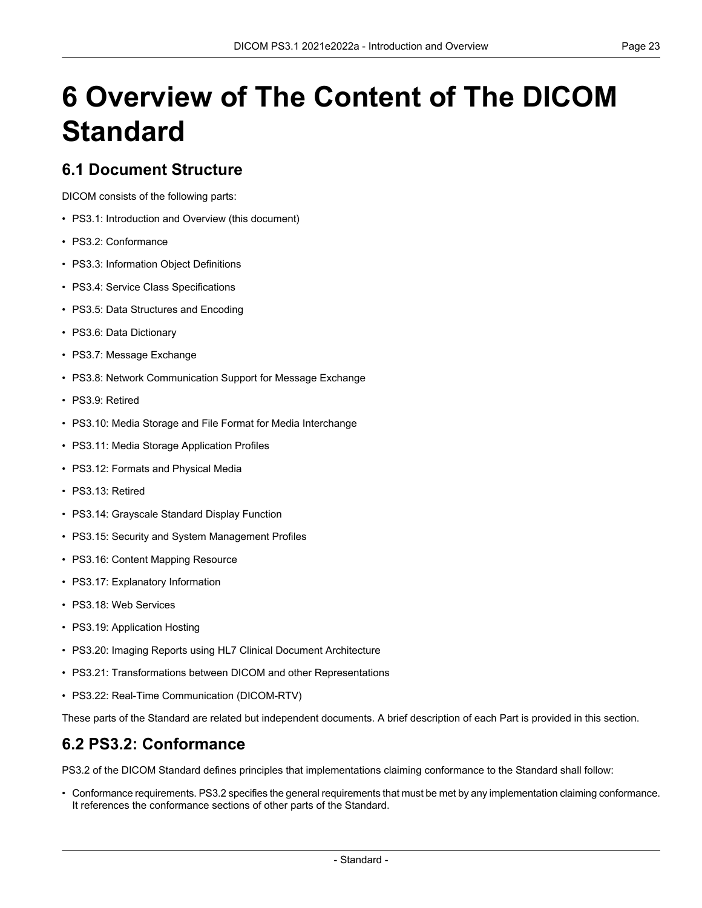# 6 Overview of The Content of The DICOM Standard

## 6.1 Document Structure

DICOM consists of the following parts:

- PS3.1: Introduction and Overview (this document)
- PS3.2: Conformance
- PS3.3: Information Object Definitions
- PS3.4: Service Class Specifications
- PS3.5: Data Structures and Encoding
- PS3.6: Data Dictionary
- PS3.7: Message Exchange
- PS3.8: Network Communication Support for Message Exchange
- PS3.9: Retired
- PS3.10: Media Storage and File Format for Media Interchange
- PS3.11: Media Storage Application Profiles
- PS3.12: Formats and Physical Media
- PS3.13: Retired
- PS3.14: Grayscale Standard Display Function
- PS3.15: Security and System Management Profiles
- PS3.16: Content Mapping Resource
- PS3.17: Explanatory Information
- PS3.18: Web Services
- PS3.19: Application Hosting
- PS3.20: Imaging Reports using HL7 Clinical Document Architecture
- PS3.21: Transformations between DICOM and other Representations
- PS3.22: Real-Time Communication (DICOM-RTV)

These parts of the Standard are related but independent documents. A brief description of each Part is provided in this section.

## 6.2 PS3.2: Conformance

PS3.2 of the DICOM Standard defines principles that implementations claiming conformance to the Standard shall follow:

- Conformance requirements. PS3.2 specifies the general requirements that must be met by any implementation claiming conformance. It references the conformance sections of other parts of the Standard.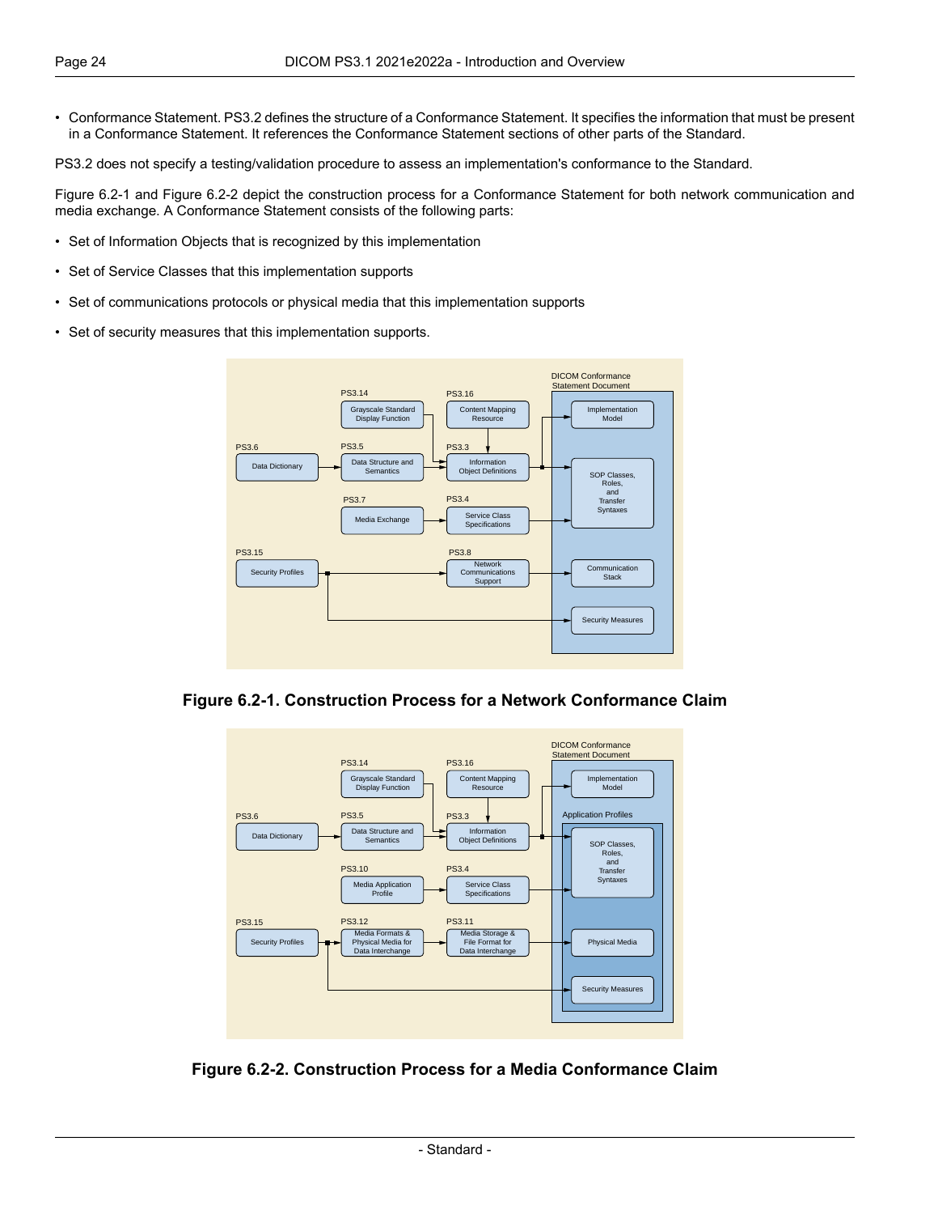- Conformance Statement. PS3.2 defines the structure of a Conformance Statement. It specifies the information that must be present in a Conformance Statement. It references the Conformance Statement sections of other parts of the Standard.

PS3.2 does not specify a testing/validation procedure to assess an implementation's conformance to the Standard.

Figure 6.2-1 and Figure 6.2-2 depict the construction process for a Conformance Statement for both network communication and media exchange. A Conformance Statement consists of the following parts:

- Set of Information Objects that is recognized by this implementation
- Set of Service Classes that this implementation supports
- Set of communications protocols or physical media that this implementation supports
- Set of security measures that this implementation supports.

**Figure 6.2-1. Construction Process for a Network Conformance Claim**

**Figure 6.2-2. Construction Process for a Media Conformance Claim**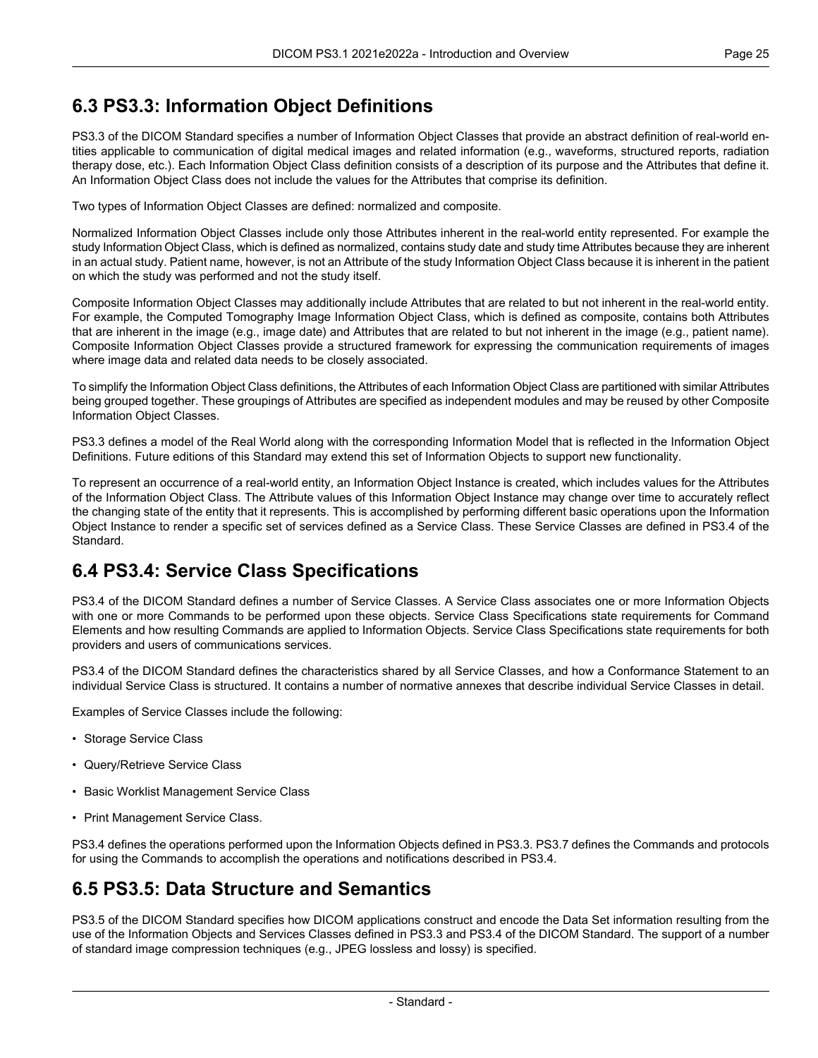## 6.3 PS3.3: Information Object Definitions

PS3.3 of the DICOM Standard specifies a number of Information Object Classes that provide an abstract definition of real-world entities applicable to communication of digital medical images and related information (e.g., waveforms, structured reports, radiation therapy dose, etc.). Each Information Object Class definition consists of a description of its purpose and the Attributes that define it. An Information Object Class does not include the values for the Attributes that comprise its definition.

Two types of Information Object Classes are defined: normalized and composite.

Normalized Information Object Classes include only those Attributes inherent in the real-world entity represented. For example the study Information Object Class, which is defined as normalized, contains study date and study time Attributes because they are inherent in an actual study. Patient name, however, is not an Attribute of the study Information Object Class because it is inherent in the patient on which the study was performed and not the study itself.

Composite Information Object Classes may additionally include Attributes that are related to but not inherent in the real-world entity. For example, the Computed Tomography Image Information Object Class, which is defined as composite, contains both Attributes that are inherent in the image (e.g., image date) and Attributes that are related to but not inherent in the image (e.g., patient name). Composite Information Object Classes provide a structured framework for expressing the communication requirements of images where image data and related data needs to be closely associated.

To simplify the Information Object Class definitions, the Attributes of each Information Object Class are partitioned with similar Attributes being grouped together. These groupings of Attributes are specified as independent modules and may be reused by other Composite Information Object Classes.

PS3.3 defines a model of the Real World along with the corresponding Information Model that is reflected in the Information Object Definitions. Future editions of this Standard may extend this set of Information Objects to support new functionality.

To represent an occurrence of a real-world entity, an Information Object Instance is created, which includes values for the Attributes of the Information Object Class. The Attribute values of this Information Object Instance may change over time to accurately reflect the changing state of the entity that it represents. This is accomplished by performing different basic operations upon the Information Object Instance to render a specific set of services defined as a Service Class. These Service Classes are defined in PS3.4 of the Standard.

## 6.4 PS3.4: Service Class Specifications

PS3.4 of the DICOM Standard defines a number of Service Classes. A Service Class associates one or more Information Objects with one or more Commands to be performed upon these objects. Service Class Specifications state requirements for Command Elements and how resulting Commands are applied to Information Objects. Service Class Specifications state requirements for both providers and users of communications services.

PS3.4 of the DICOM Standard defines the characteristics shared by all Service Classes, and how a Conformance Statement to an individual Service Class is structured. It contains a number of normative annexes that describe individual Service Classes in detail.

Examples of Service Classes include the following:

- Storage Service Class
- Query/Retrieve Service Class
- Basic Worklist Management Service Class
- Print Management Service Class.

PS3.4 defines the operations performed upon the Information Objects defined in PS3.3. PS3.7 defines the Commands and protocols for using the Commands to accomplish the operations and notifications described in PS3.4.

## 6.5 PS3.5: Data Structure and Semantics

PS3.5 of the DICOM Standard specifies how DICOM applications construct and encode the Data Set information resulting from the use of the Information Objects and Services Classes defined in PS3.3 and PS3.4 of the DICOM Standard. The support of a number of standard image compression techniques (e.g., JPEG lossless and lossy) is specified.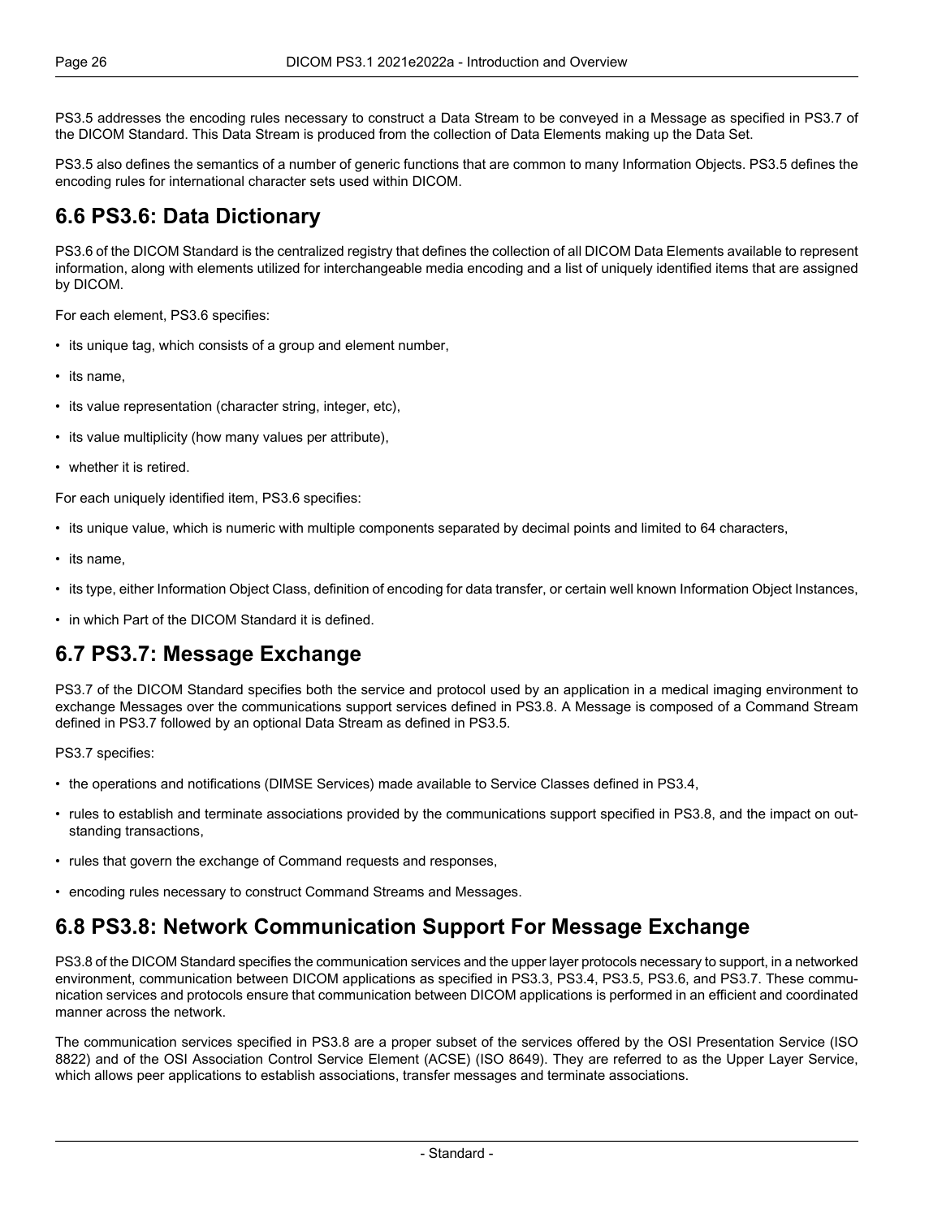PS3.5 addresses the encoding rules necessary to construct a Data Stream to be conveyed in a Message as specified in PS3.7 of the DICOM Standard. This Data Stream is produced from the collection of Data Elements making up the Data Set.

PS3.5 also defines the semantics of a number of generic functions that are common to many Information Objects. PS3.5 defines the encoding rules for international character sets used within DICOM.

## 6.6 PS3.6: Data Dictionary

PS3.6 of the DICOM Standard is the centralized registry that defines the collection of all DICOM Data Elements available to represent information, along with elements utilized for interchangeable media encoding and a list of uniquely identified items that are assigned by DICOM.

For each element, PS3.6 specifies:

- its unique tag, which consists of a group and element number,
- its name,
- its value representation (character string, integer, etc),
- its value multiplicity (how many values per attribute),
- whether it is retired.

For each uniquely identified item, PS3.6 specifies:

- its unique value, which is numeric with multiple components separated by decimal points and limited to 64 characters,
- its name,
- its type, either Information Object Class, definition of encoding for data transfer, or certain well known Information Object Instances,
- in which Part of the DICOM Standard it is defined.

## 6.7 PS3.7: Message Exchange

PS3.7 of the DICOM Standard specifies both the service and protocol used by an application in a medical imaging environment to exchange Messages over the communications support services defined in PS3.8. A Message is composed of a Command Stream defined in PS3.7 followed by an optional Data Stream as defined in PS3.5.

PS3.7 specifies:

- the operations and notifications (DIMSE Services) made available to Service Classes defined in PS3.4,
- rules to establish and terminate associations provided by the communications support specified in PS3.8, and the impact on outstanding transactions,
- rules that govern the exchange of Command requests and responses,
- encoding rules necessary to construct Command Streams and Messages.

## 6.8 PS3.8: Network Communication Support For Message Exchange

PS3.8 of the DICOM Standard specifies the communication services and the upper layer protocols necessary to support, in a networked environment, communication between DICOM applications as specified in PS3.3, PS3.4, PS3.5, PS3.6, and PS3.7. These communication services and protocols ensure that communication between DICOM applications is performed in an efficient and coordinated manner across the network.

The communication services specified in PS3.8 are a proper subset of the services offered by the OSI Presentation Service (ISO 8822) and of the OSI Association Control Service Element (ACSE) (ISO 8649). They are referred to as the Upper Layer Service, which allows peer applications to establish associations, transfer messages and terminate associations.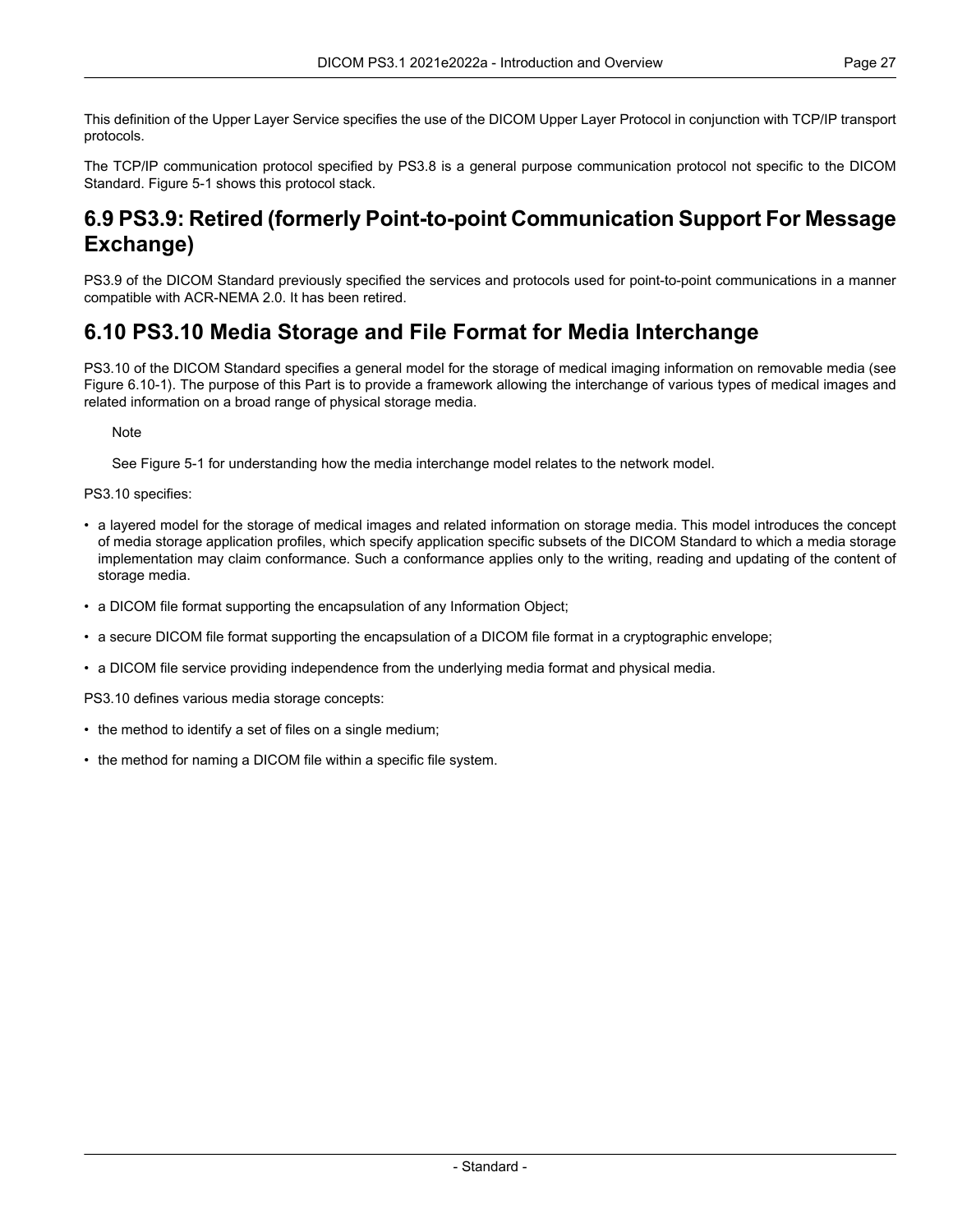This definition of the Upper Layer Service specifies the use of the DICOM Upper Layer Protocol in conjunction with TCP/IP transport protocols.

The TCP/IP communication protocol specified by PS3.8 is a general purpose communication protocol not specific to the DICOM Standard. Figure 5-1 shows this protocol stack.

## 6.9 PS3.9: Retired (formerly Point-to-point Communication Support For Message Exchange)

PS3.9 of the DICOM Standard previously specified the services and protocols used for point-to-point communications in a manner compatible with ACR-NEMA 2.0. It has been retired.

## 6.10 PS3.10 Media Storage and File Format for Media Interchange

PS3.10 of the DICOM Standard specifies a general model for the storage of medical imaging information on removable media (see Figure 6.10-1). The purpose of this Part is to provide a framework allowing the interchange of various types of medical images and related information on a broad range of physical storage media.

> Note
>
> See Figure 5-1 for understanding how the media interchange model relates to the network model.

PS3.10 specifies:

- a layered model for the storage of medical images and related information on storage media. This model introduces the concept of media storage application profiles, which specify application specific subsets of the DICOM Standard to which a media storage implementation may claim conformance. Such a conformance applies only to the writing, reading and updating of the content of storage media.
- a DICOM file format supporting the encapsulation of any Information Object;
- a secure DICOM file format supporting the encapsulation of a DICOM file format in a cryptographic envelope;
- a DICOM file service providing independence from the underlying media format and physical media.

PS3.10 defines various media storage concepts:

- the method to identify a set of files on a single medium;
- the method for naming a DICOM file within a specific file system.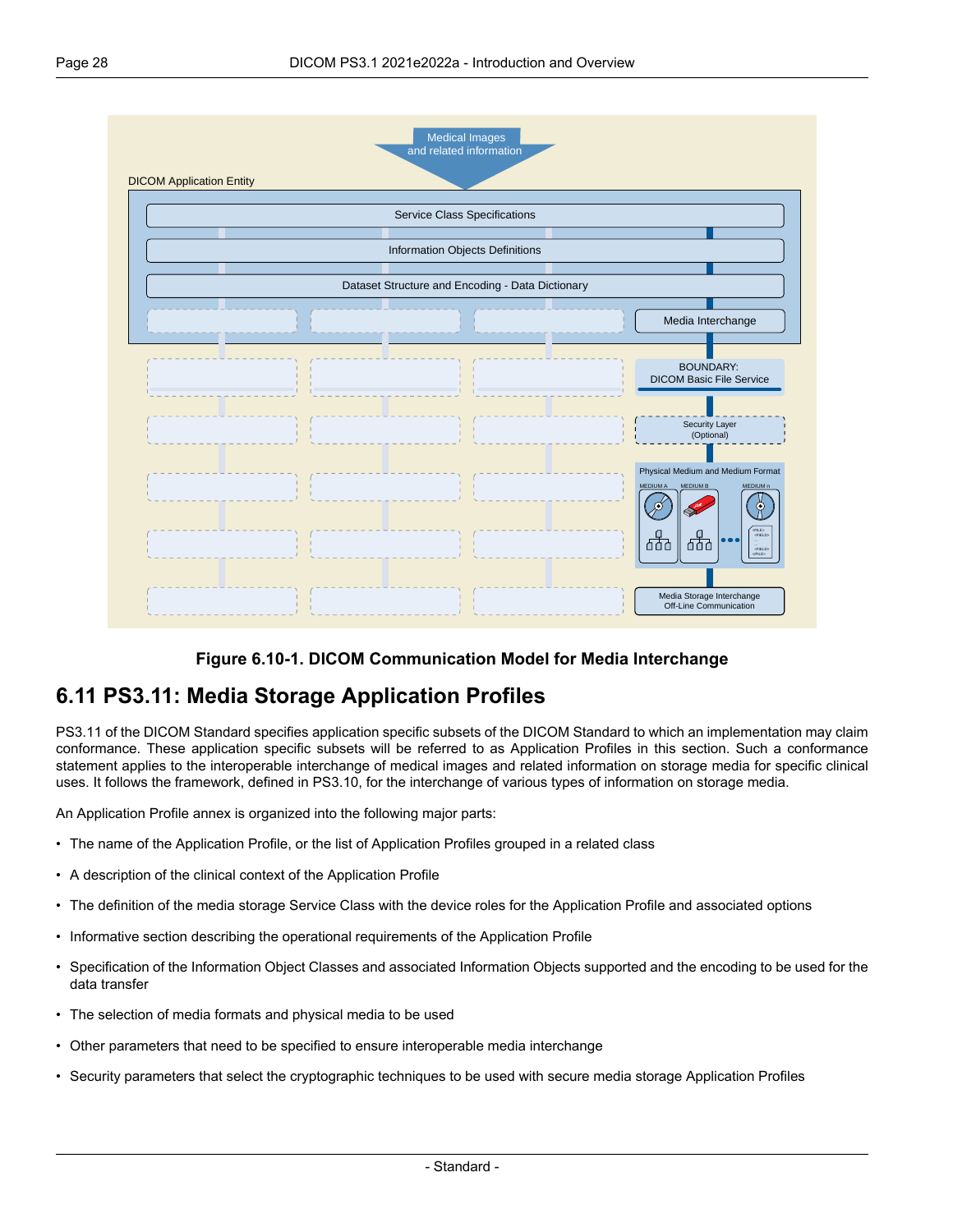Figure 6.10-1. DICOM Communication Model for Media Interchange

## 6.11 PS3.11: Media Storage Application Profiles

PS3.11 of the DICOM Standard specifies application specific subsets of the DICOM Standard to which an implementation may claim conformance. These application specific subsets will be referred to as Application Profiles in this section. Such a conformance statement applies to the interoperable interchange of medical images and related information on storage media for specific clinical uses. It follows the framework, defined in PS3.10, for the interchange of various types of information on storage media.

An Application Profile annex is organized into the following major parts:

- The name of the Application Profile, or the list of Application Profiles grouped in a related class
- A description of the clinical context of the Application Profile
- The definition of the media storage Service Class with the device roles for the Application Profile and associated options
- Informative section describing the operational requirements of the Application Profile
- Specification of the Information Object Classes and associated Information Objects supported and the encoding to be used for the data transfer
- The selection of media formats and physical media to be used
- Other parameters that need to be specified to ensure interoperable media interchange
- Security parameters that select the cryptographic techniques to be used with secure media storage Application Profiles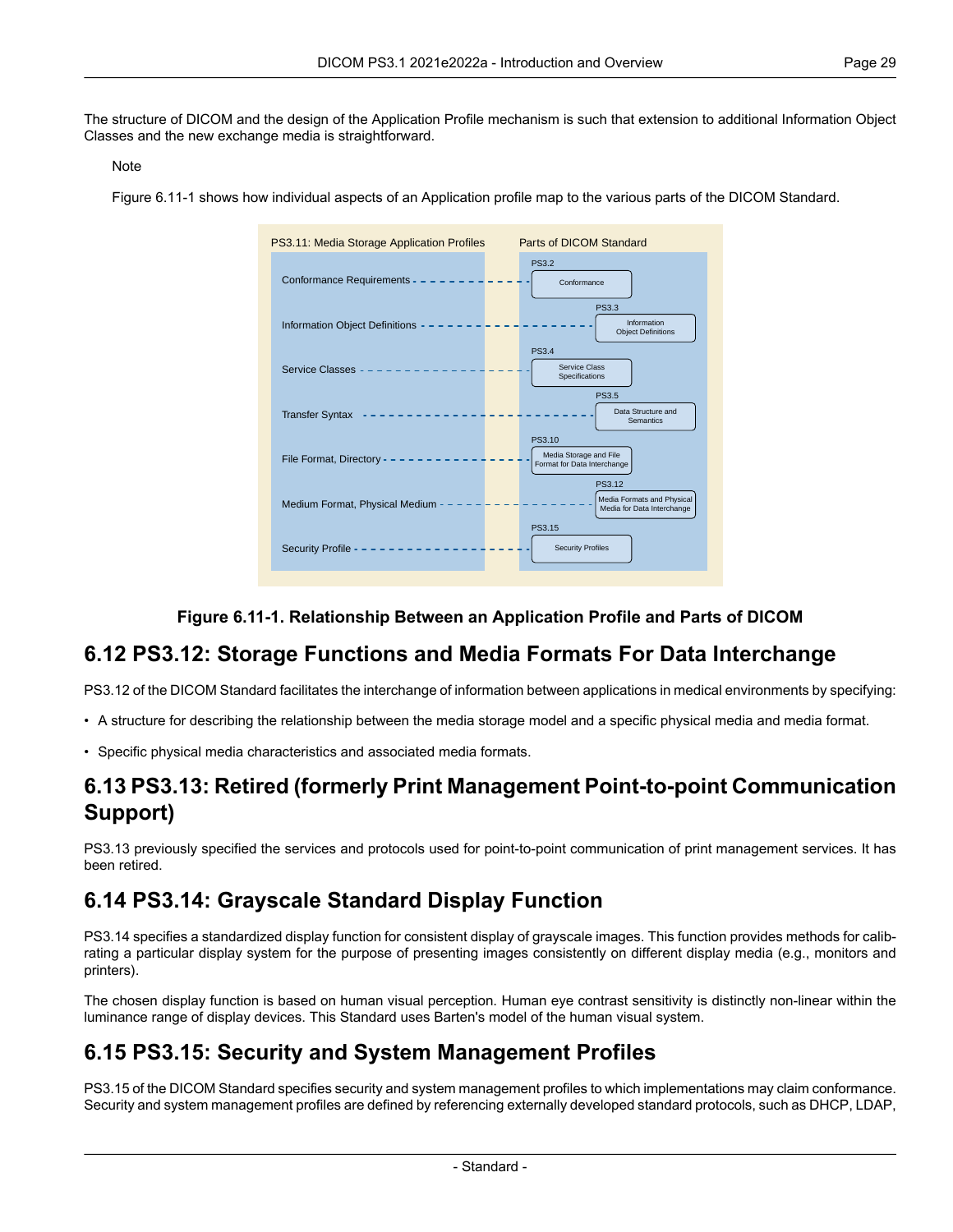The structure of DICOM and the design of the Application Profile mechanism is such that extension to additional Information Object Classes and the new exchange media is straightforward.

> Note
>
> Figure 6.11-1 shows how individual aspects of an Application profile map to the various parts of the DICOM Standard.

| PS3.11: Media Storage Application Profiles | Parts of DICOM Standard |
| --- | --- |
| Conformance Requirements | PS3.2 Conformance |
| Information Object Definitions | PS3.3 Information Object Definitions |
| Service Classes | PS3.4 Service Class Specifications |
| Transfer Syntax | PS3.5 Data Structure and Semantics |
| File Format, Directory | PS3.10 Media Storage and File Format for Data Interchange |
| Medium Format, Physical Medium | PS3.12 Media Formats and Physical Media for Data Interchange |
| Security Profile | PS3.15 Security Profiles |

**Figure 6.11-1. Relationship Between an Application Profile and Parts of DICOM**

## 6.12 PS3.12: Storage Functions and Media Formats For Data Interchange

PS3.12 of the DICOM Standard facilitates the interchange of information between applications in medical environments by specifying:

- A structure for describing the relationship between the media storage model and a specific physical media and media format.
- Specific physical media characteristics and associated media formats.

## 6.13 PS3.13: Retired (formerly Print Management Point-to-point Communication Support)

PS3.13 previously specified the services and protocols used for point-to-point communication of print management services. It has been retired.

## 6.14 PS3.14: Grayscale Standard Display Function

PS3.14 specifies a standardized display function for consistent display of grayscale images. This function provides methods for calibrating a particular display system for the purpose of presenting images consistently on different display media (e.g., monitors and printers).

The chosen display function is based on human visual perception. Human eye contrast sensitivity is distinctly non-linear within the luminance range of display devices. This Standard uses Barten's model of the human visual system.

## 6.15 PS3.15: Security and System Management Profiles

PS3.15 of the DICOM Standard specifies security and system management profiles to which implementations may claim conformance. Security and system management profiles are defined by referencing externally developed standard protocols, such as DHCP, LDAP,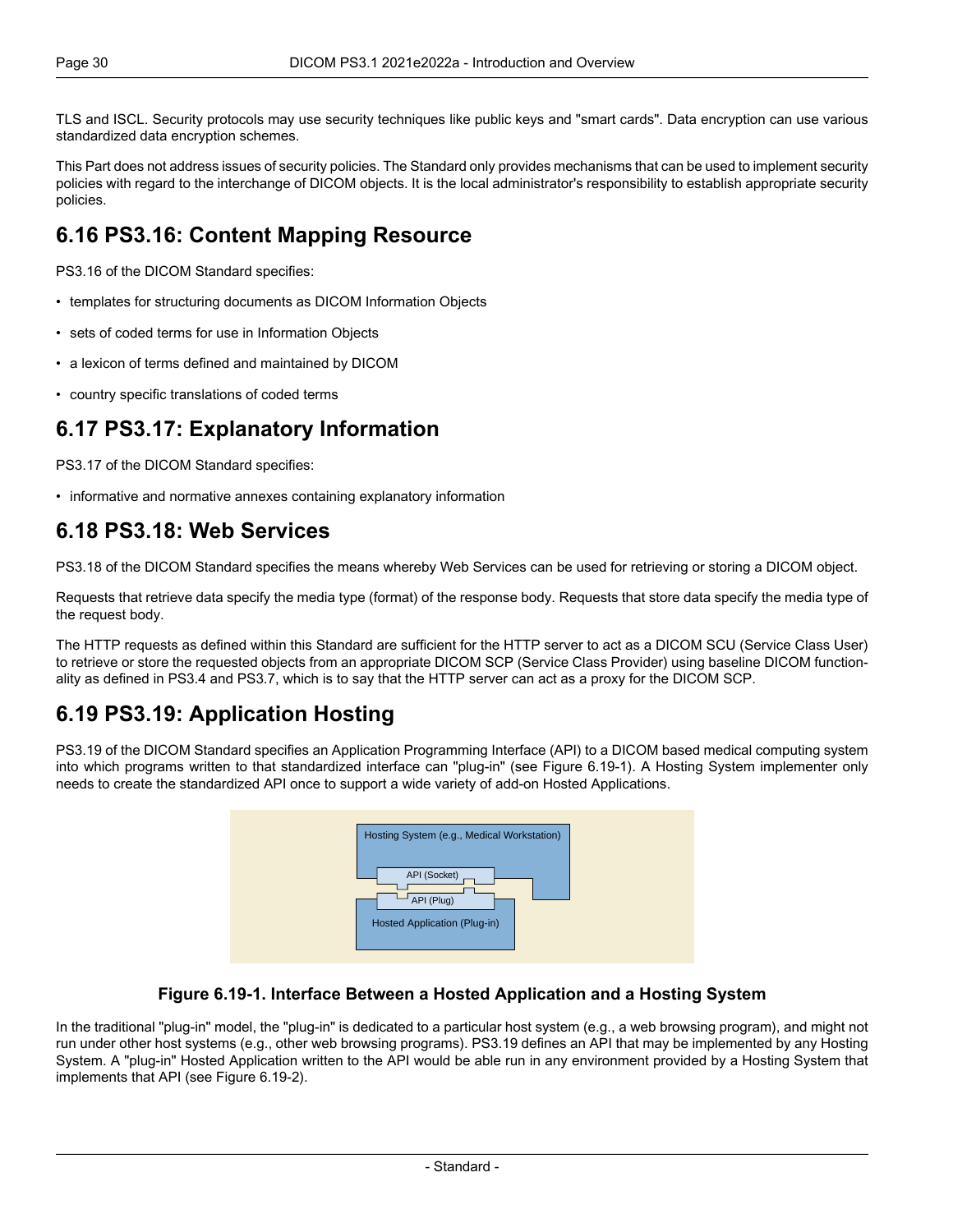TLS and ISCL. Security protocols may use security techniques like public keys and "smart cards". Data encryption can use various standardized data encryption schemes.

This Part does not address issues of security policies. The Standard only provides mechanisms that can be used to implement security policies with regard to the interchange of DICOM objects. It is the local administrator's responsibility to establish appropriate security policies.

## 6.16 PS3.16: Content Mapping Resource

PS3.16 of the DICOM Standard specifies:

- templates for structuring documents as DICOM Information Objects
- sets of coded terms for use in Information Objects
- a lexicon of terms defined and maintained by DICOM
- country specific translations of coded terms

## 6.17 PS3.17: Explanatory Information

PS3.17 of the DICOM Standard specifies:

- informative and normative annexes containing explanatory information

## 6.18 PS3.18: Web Services

PS3.18 of the DICOM Standard specifies the means whereby Web Services can be used for retrieving or storing a DICOM object.

Requests that retrieve data specify the media type (format) of the response body. Requests that store data specify the media type of the request body.

The HTTP requests as defined within this Standard are sufficient for the HTTP server to act as a DICOM SCU (Service Class User) to retrieve or store the requested objects from an appropriate DICOM SCP (Service Class Provider) using baseline DICOM functionality as defined in PS3.4 and PS3.7, which is to say that the HTTP server can act as a proxy for the DICOM SCP.

## 6.19 PS3.19: Application Hosting

PS3.19 of the DICOM Standard specifies an Application Programming Interface (API) to a DICOM based medical computing system into which programs written to that standardized interface can "plug-in" (see Figure 6.19-1). A Hosting System implementer only needs to create the standardized API once to support a wide variety of add-on Hosted Applications.

Hosting System (e.g., Medical Workstation)

API (Socket)

API (Plug)

Hosted Application (Plug-in)

**Figure 6.19-1. Interface Between a Hosted Application and a Hosting System**

In the traditional "plug-in" model, the "plug-in" is dedicated to a particular host system (e.g., a web browsing program), and might not run under other host systems (e.g., other web browsing programs). PS3.19 defines an API that may be implemented by any Hosting System. A "plug-in" Hosted Application written to the API would be able run in any environment provided by a Hosting System that implements that API (see Figure 6.19-2).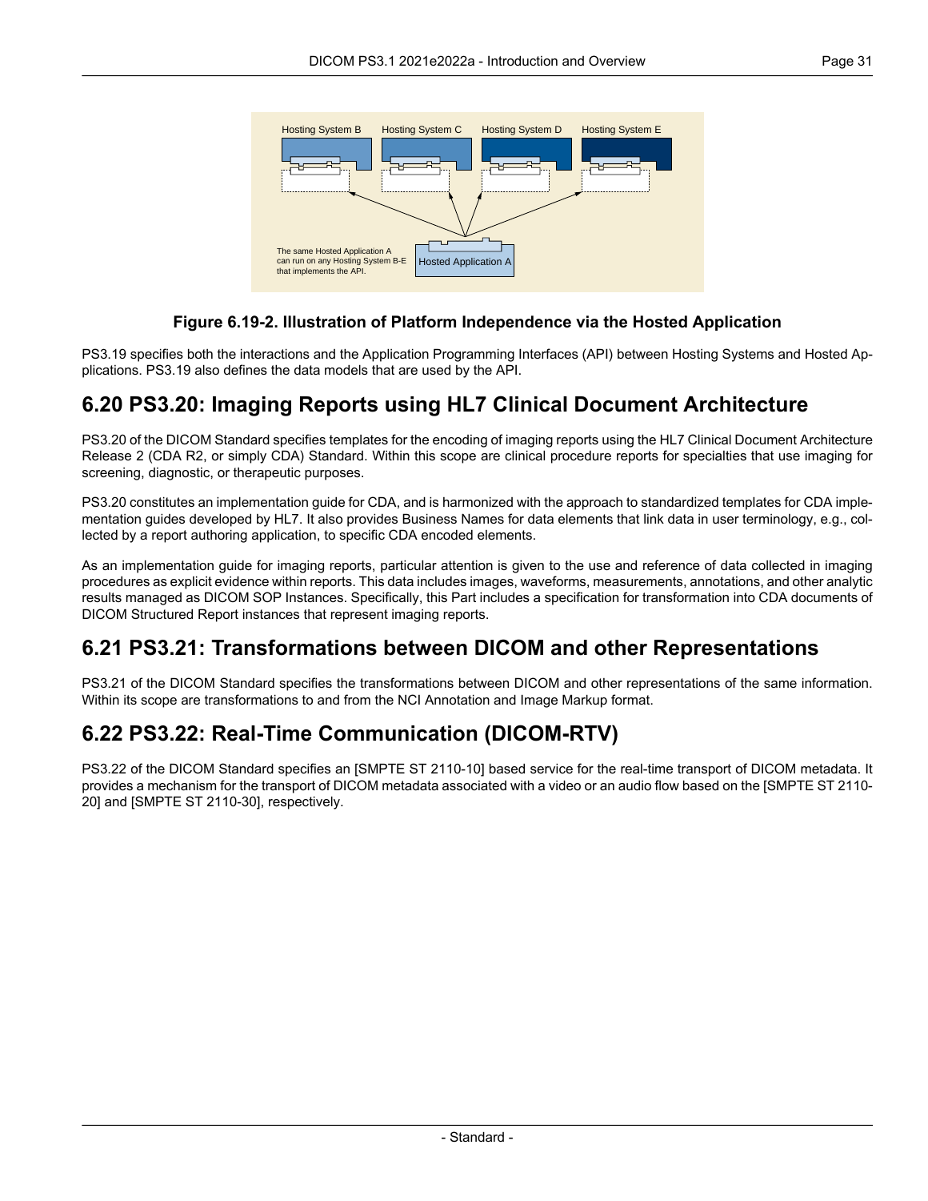**Figure 6.19-2. Illustration of Platform Independence via the Hosted Application**

PS3.19 specifies both the interactions and the Application Programming Interfaces (API) between Hosting Systems and Hosted Applications. PS3.19 also defines the data models that are used by the API.

## 6.20 PS3.20: Imaging Reports using HL7 Clinical Document Architecture

PS3.20 of the DICOM Standard specifies templates for the encoding of imaging reports using the HL7 Clinical Document Architecture Release 2 (CDA R2, or simply CDA) Standard. Within this scope are clinical procedure reports for specialties that use imaging for screening, diagnostic, or therapeutic purposes.

PS3.20 constitutes an implementation guide for CDA, and is harmonized with the approach to standardized templates for CDA implementation guides developed by HL7. It also provides Business Names for data elements that link data in user terminology, e.g., collected by a report authoring application, to specific CDA encoded elements.

As an implementation guide for imaging reports, particular attention is given to the use and reference of data collected in imaging procedures as explicit evidence within reports. This data includes images, waveforms, measurements, annotations, and other analytic results managed as DICOM SOP Instances. Specifically, this Part includes a specification for transformation into CDA documents of DICOM Structured Report instances that represent imaging reports.

## 6.21 PS3.21: Transformations between DICOM and other Representations

PS3.21 of the DICOM Standard specifies the transformations between DICOM and other representations of the same information. Within its scope are transformations to and from the NCI Annotation and Image Markup format.

## 6.22 PS3.22: Real-Time Communication (DICOM-RTV)

PS3.22 of the DICOM Standard specifies an [SMPTE ST 2110-10] based service for the real-time transport of DICOM metadata. It provides a mechanism for the transport of DICOM metadata associated with a video or an audio flow based on the [SMPTE ST 2110-20] and [SMPTE ST 2110-30], respectively.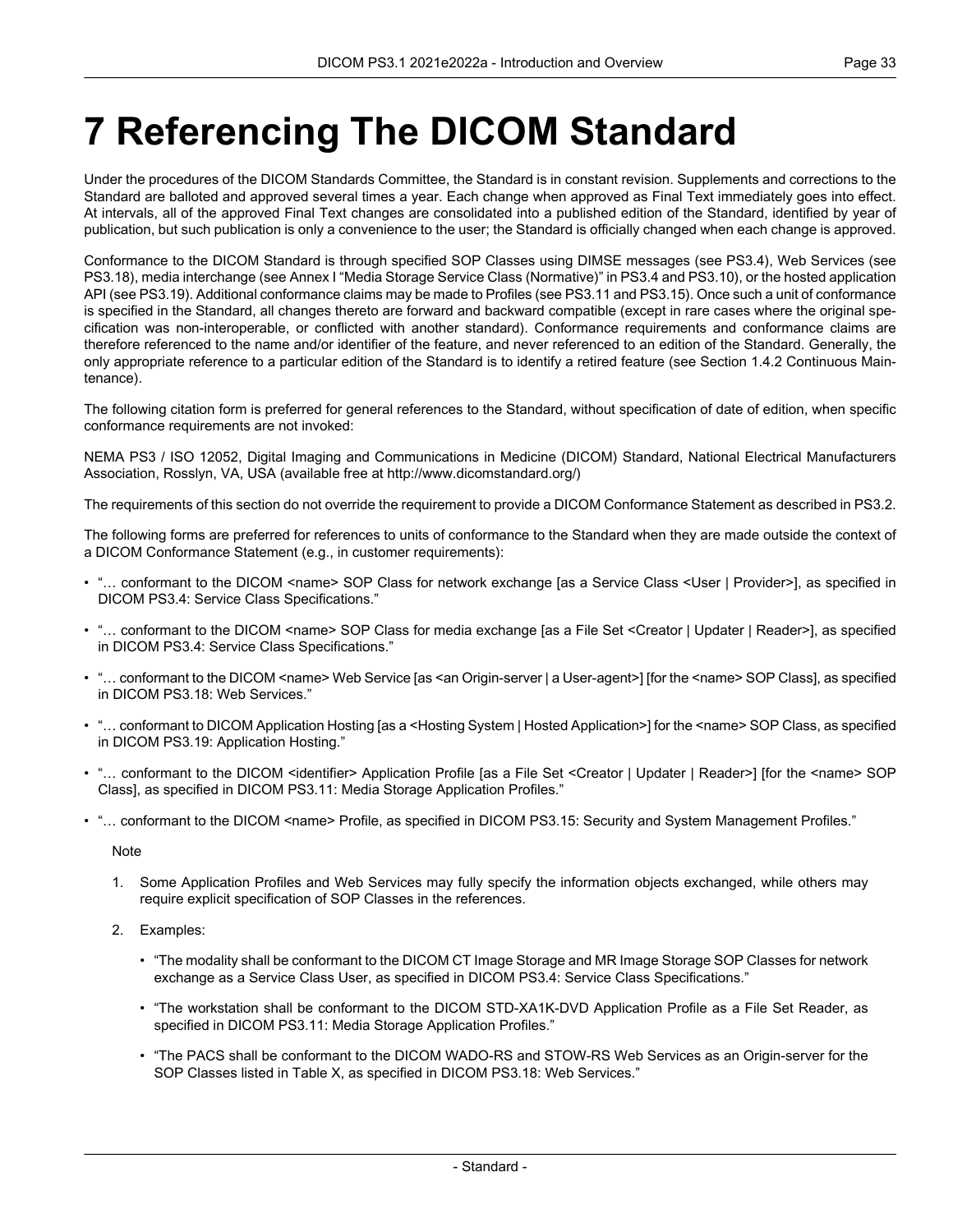# 7 Referencing The DICOM Standard

Under the procedures of the DICOM Standards Committee, the Standard is in constant revision. Supplements and corrections to the Standard are balloted and approved several times a year. Each change when approved as Final Text immediately goes into effect. At intervals, all of the approved Final Text changes are consolidated into a published edition of the Standard, identified by year of publication, but such publication is only a convenience to the user; the Standard is officially changed when each change is approved.

Conformance to the DICOM Standard is through specified SOP Classes using DIMSE messages (see PS3.4), Web Services (see PS3.18), media interchange (see Annex I "Media Storage Service Class (Normative)" in PS3.4 and PS3.10), or the hosted application API (see PS3.19). Additional conformance claims may be made to Profiles (see PS3.11 and PS3.15). Once such a unit of conformance is specified in the Standard, all changes thereto are forward and backward compatible (except in rare cases where the original specification was non-interoperable, or conflicted with another standard). Conformance requirements and conformance claims are therefore referenced to the name and/or identifier of the feature, and never referenced to an edition of the Standard. Generally, the only appropriate reference to a particular edition of the Standard is to identify a retired feature (see Section 1.4.2 Continuous Maintenance).

The following citation form is preferred for general references to the Standard, without specification of date of edition, when specific conformance requirements are not invoked:

NEMA PS3 / ISO 12052, Digital Imaging and Communications in Medicine (DICOM) Standard, National Electrical Manufacturers Association, Rosslyn, VA, USA (available free at http://www.dicomstandard.org/)

The requirements of this section do not override the requirement to provide a DICOM Conformance Statement as described in PS3.2.

The following forms are preferred for references to units of conformance to the Standard when they are made outside the context of a DICOM Conformance Statement (e.g., in customer requirements):

- "… conformant to the DICOM <name> SOP Class for network exchange [as a Service Class <User | Provider>], as specified in DICOM PS3.4: Service Class Specifications."
- "… conformant to the DICOM <name> SOP Class for media exchange [as a File Set <Creator | Updater | Reader>], as specified in DICOM PS3.4: Service Class Specifications."
- "… conformant to the DICOM <name> Web Service [as <an Origin-server | a User-agent>] [for the <name> SOP Class], as specified in DICOM PS3.18: Web Services."
- "… conformant to DICOM Application Hosting [as a <Hosting System | Hosted Application>] for the <name> SOP Class, as specified in DICOM PS3.19: Application Hosting."
- "… conformant to the DICOM <identifier> Application Profile [as a File Set <Creator | Updater | Reader>] [for the <name> SOP Class], as specified in DICOM PS3.11: Media Storage Application Profiles."
- "… conformant to the DICOM <name> Profile, as specified in DICOM PS3.15: Security and System Management Profiles."

Note

1. Some Application Profiles and Web Services may fully specify the information objects exchanged, while others may require explicit specification of SOP Classes in the references.
2. Examples:
   - "The modality shall be conformant to the DICOM CT Image Storage and MR Image Storage SOP Classes for network exchange as a Service Class User, as specified in DICOM PS3.4: Service Class Specifications."
   - "The workstation shall be conformant to the DICOM STD-XA1K-DVD Application Profile as a File Set Reader, as specified in DICOM PS3.11: Media Storage Application Profiles."
   - "The PACS shall be conformant to the DICOM WADO-RS and STOW-RS Web Services as an Origin-server for the SOP Classes listed in Table X, as specified in DICOM PS3.18: Web Services."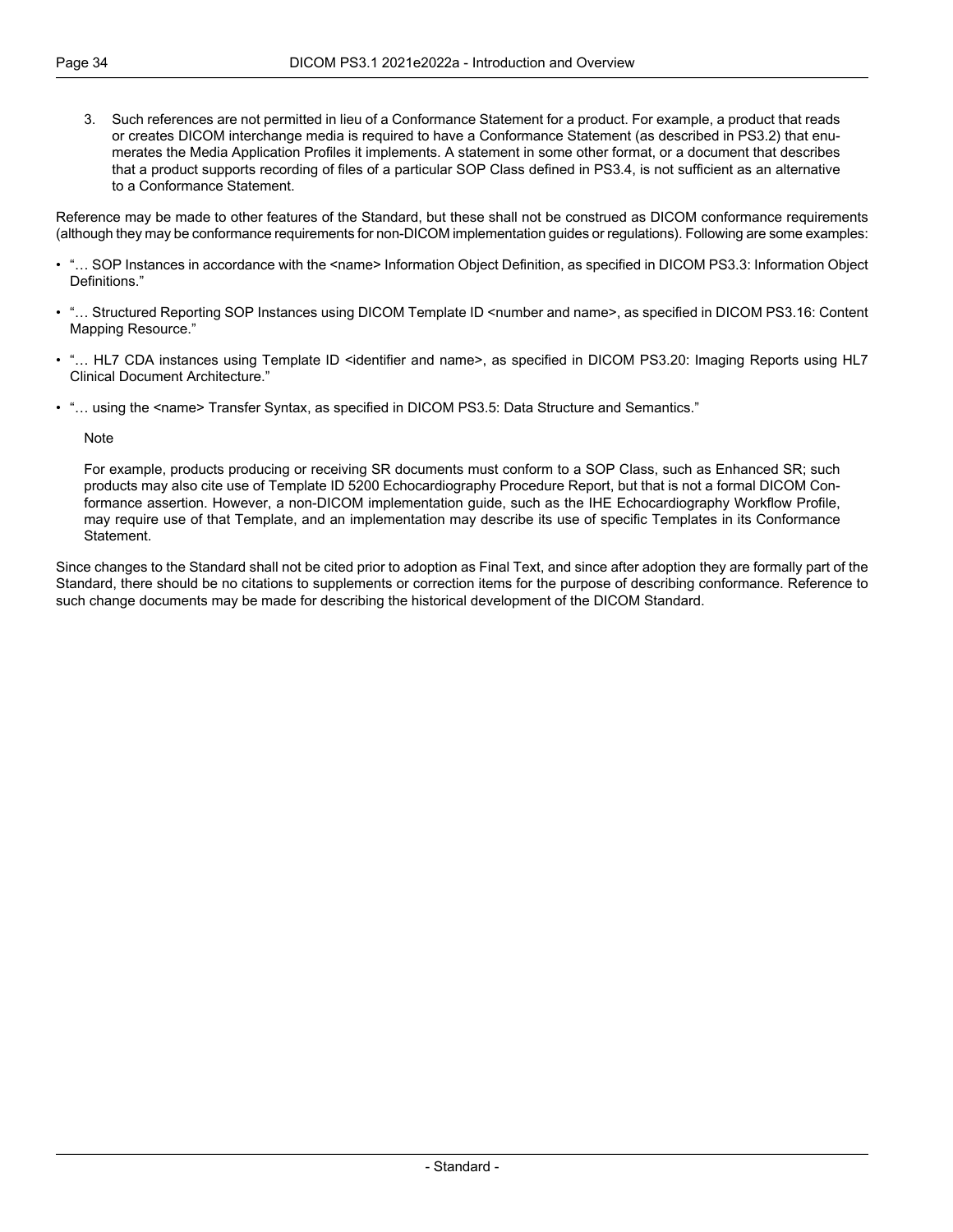3. Such references are not permitted in lieu of a Conformance Statement for a product. For example, a product that reads or creates DICOM interchange media is required to have a Conformance Statement (as described in PS3.2) that enumerates the Media Application Profiles it implements. A statement in some other format, or a document that describes that a product supports recording of files of a particular SOP Class defined in PS3.4, is not sufficient as an alternative to a Conformance Statement.

Reference may be made to other features of the Standard, but these shall not be construed as DICOM conformance requirements (although they may be conformance requirements for non-DICOM implementation guides or regulations). Following are some examples:

- "… SOP Instances in accordance with the <name> Information Object Definition, as specified in DICOM PS3.3: Information Object Definitions."
- "… Structured Reporting SOP Instances using DICOM Template ID <number and name>, as specified in DICOM PS3.16: Content Mapping Resource."
- "… HL7 CDA instances using Template ID <identifier and name>, as specified in DICOM PS3.20: Imaging Reports using HL7 Clinical Document Architecture."
- "… using the <name> Transfer Syntax, as specified in DICOM PS3.5: Data Structure and Semantics."

Note

For example, products producing or receiving SR documents must conform to a SOP Class, such as Enhanced SR; such products may also cite use of Template ID 5200 Echocardiography Procedure Report, but that is not a formal DICOM Conformance assertion. However, a non-DICOM implementation guide, such as the IHE Echocardiography Workflow Profile, may require use of that Template, and an implementation may describe its use of specific Templates in its Conformance Statement.

Since changes to the Standard shall not be cited prior to adoption as Final Text, and since after adoption they are formally part of the Standard, there should be no citations to supplements or correction items for the purpose of describing conformance. Reference to such change documents may be made for describing the historical development of the DICOM Standard.